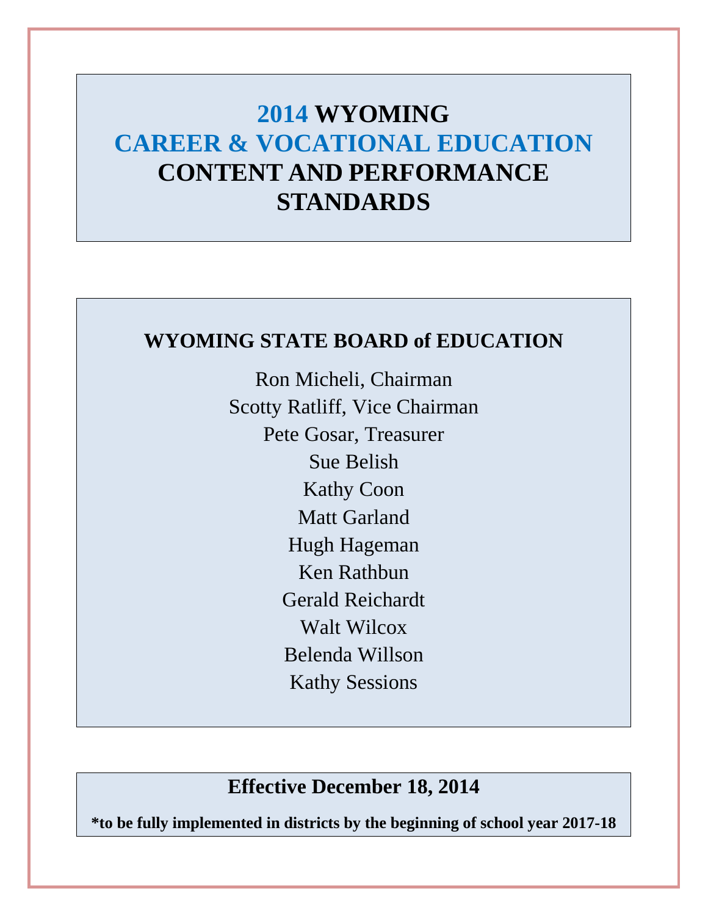# 2014 WYOMING CAREER & VOCATIONAL EDUCATION CONTENT AND PERFORMANCE STANDARDS

## WYOMING STATE BOARD of EDUCATION

Ron Micheli, Chairman
Scotty Ratliff, Vice Chairman
Pete Gosar, Treasurer
Sue Belish
Kathy Coon
Matt Garland
Hugh Hageman
Ken Rathbun
Gerald Reichardt
Walt Wilcox
Belenda Willson
Kathy Sessions

**Effective December 18, 2014**

***to be fully implemented in districts by the beginning of school year 2017-18**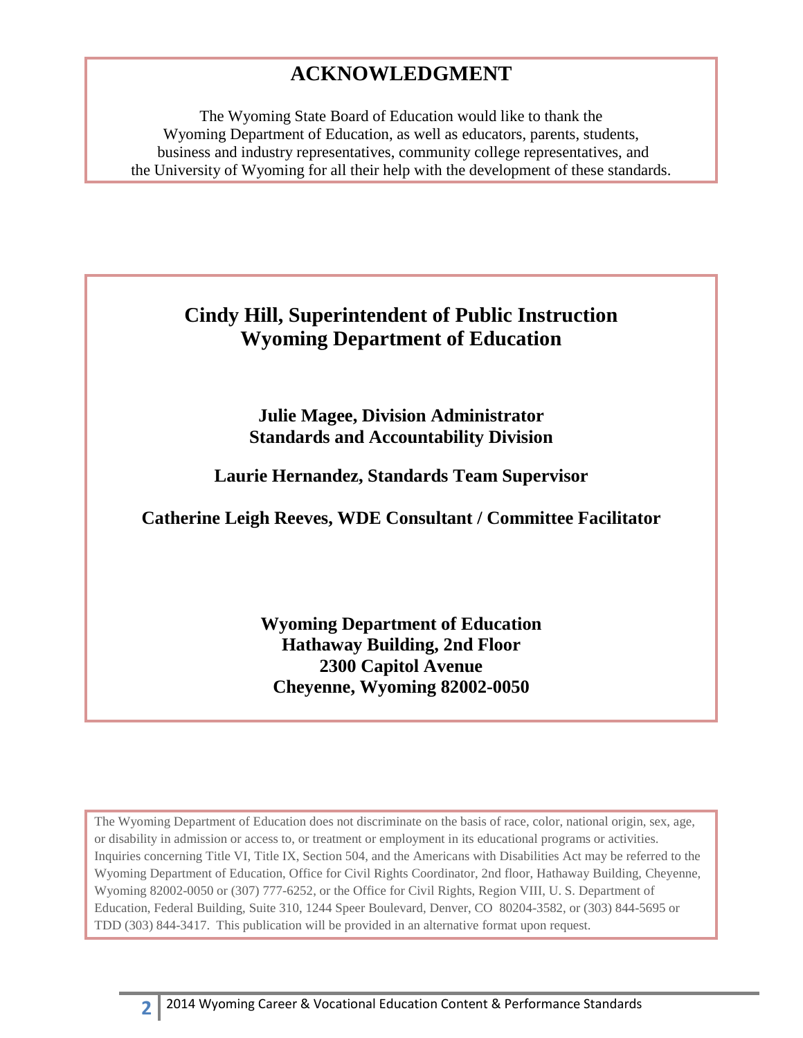# ACKNOWLEDGMENT

The Wyoming State Board of Education would like to thank the Wyoming Department of Education, as well as educators, parents, students, business and industry representatives, community college representatives, and the University of Wyoming for all their help with the development of these standards.

**Cindy Hill, Superintendent of Public Instruction**
**Wyoming Department of Education**

**Julie Magee, Division Administrator**
**Standards and Accountability Division**

**Laurie Hernandez, Standards Team Supervisor**

**Catherine Leigh Reeves, WDE Consultant / Committee Facilitator**

**Wyoming Department of Education**
**Hathaway Building, 2nd Floor**
**2300 Capitol Avenue**
**Cheyenne, Wyoming 82002-0050**

The Wyoming Department of Education does not discriminate on the basis of race, color, national origin, sex, age, or disability in admission or access to, or treatment or employment in its educational programs or activities. Inquiries concerning Title VI, Title IX, Section 504, and the Americans with Disabilities Act may be referred to the Wyoming Department of Education, Office for Civil Rights Coordinator, 2nd floor, Hathaway Building, Cheyenne, Wyoming 82002-0050 or (307) 777-6252, or the Office for Civil Rights, Region VIII, U. S. Department of Education, Federal Building, Suite 310, 1244 Speer Boulevard, Denver, CO 80204-3582, or (303) 844-5695 or TDD (303) 844-3417. This publication will be provided in an alternative format upon request.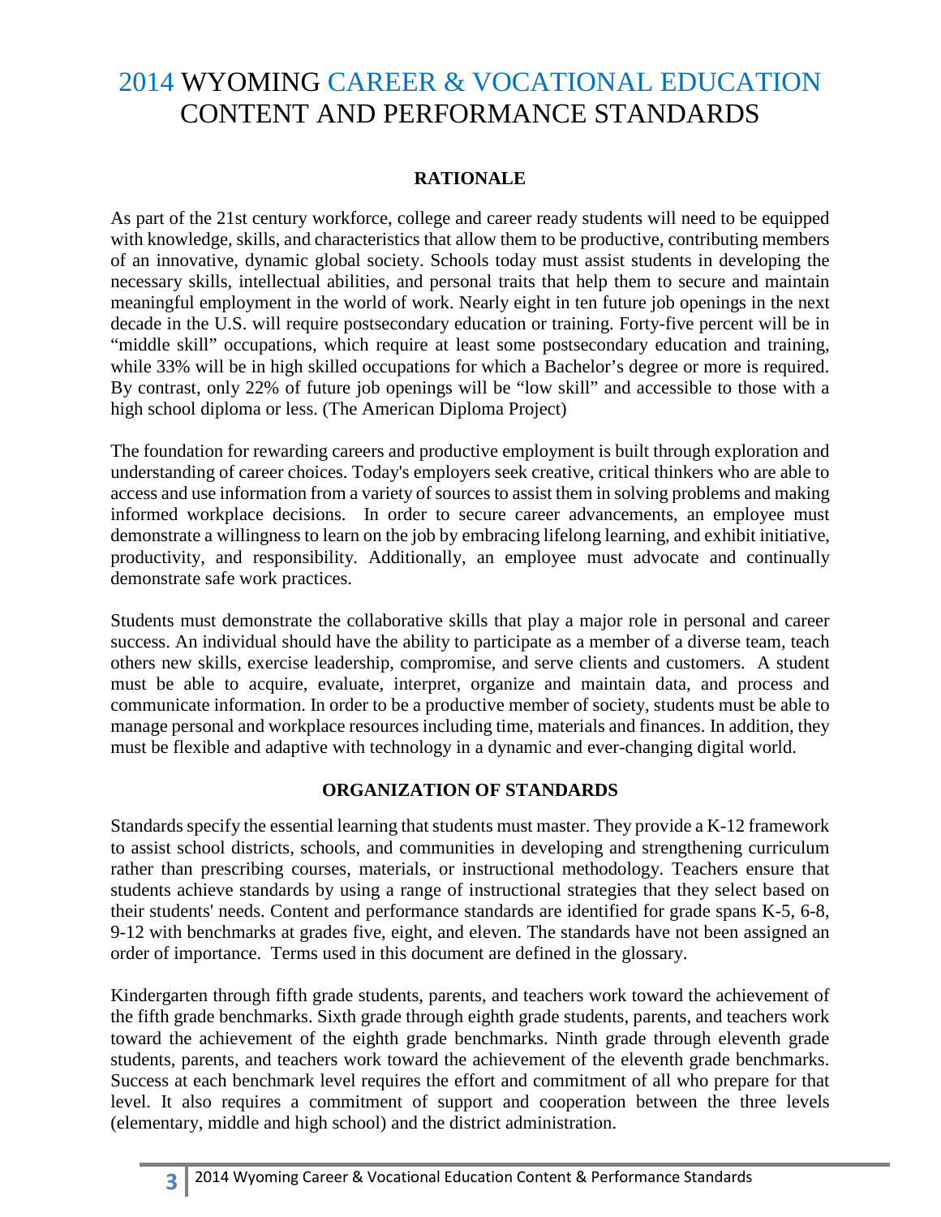# 2014 WYOMING CAREER & VOCATIONAL EDUCATION CONTENT AND PERFORMANCE STANDARDS

## RATIONALE

As part of the 21st century workforce, college and career ready students will need to be equipped with knowledge, skills, and characteristics that allow them to be productive, contributing members of an innovative, dynamic global society. Schools today must assist students in developing the necessary skills, intellectual abilities, and personal traits that help them to secure and maintain meaningful employment in the world of work. Nearly eight in ten future job openings in the next decade in the U.S. will require postsecondary education or training. Forty-five percent will be in "middle skill" occupations, which require at least some postsecondary education and training, while 33% will be in high skilled occupations for which a Bachelor's degree or more is required. By contrast, only 22% of future job openings will be "low skill" and accessible to those with a high school diploma or less. (The American Diploma Project)

The foundation for rewarding careers and productive employment is built through exploration and understanding of career choices. Today's employers seek creative, critical thinkers who are able to access and use information from a variety of sources to assist them in solving problems and making informed workplace decisions. In order to secure career advancements, an employee must demonstrate a willingness to learn on the job by embracing lifelong learning, and exhibit initiative, productivity, and responsibility. Additionally, an employee must advocate and continually demonstrate safe work practices.

Students must demonstrate the collaborative skills that play a major role in personal and career success. An individual should have the ability to participate as a member of a diverse team, teach others new skills, exercise leadership, compromise, and serve clients and customers. A student must be able to acquire, evaluate, interpret, organize and maintain data, and process and communicate information. In order to be a productive member of society, students must be able to manage personal and workplace resources including time, materials and finances. In addition, they must be flexible and adaptive with technology in a dynamic and ever-changing digital world.

## ORGANIZATION OF STANDARDS

Standards specify the essential learning that students must master. They provide a K-12 framework to assist school districts, schools, and communities in developing and strengthening curriculum rather than prescribing courses, materials, or instructional methodology. Teachers ensure that students achieve standards by using a range of instructional strategies that they select based on their students' needs. Content and performance standards are identified for grade spans K-5, 6-8, 9-12 with benchmarks at grades five, eight, and eleven. The standards have not been assigned an order of importance. Terms used in this document are defined in the glossary.

Kindergarten through fifth grade students, parents, and teachers work toward the achievement of the fifth grade benchmarks. Sixth grade through eighth grade students, parents, and teachers work toward the achievement of the eighth grade benchmarks. Ninth grade through eleventh grade students, parents, and teachers work toward the achievement of the eleventh grade benchmarks. Success at each benchmark level requires the effort and commitment of all who prepare for that level. It also requires a commitment of support and cooperation between the three levels (elementary, middle and high school) and the district administration.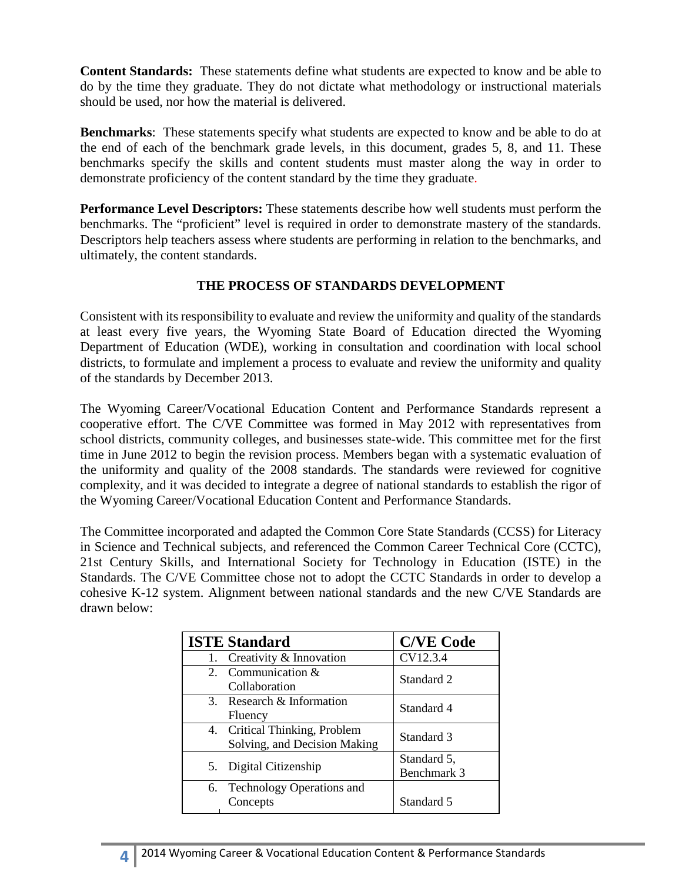**Content Standards:** These statements define what students are expected to know and be able to do by the time they graduate. They do not dictate what methodology or instructional materials should be used, nor how the material is delivered.

**Benchmarks**: These statements specify what students are expected to know and be able to do at the end of each of the benchmark grade levels, in this document, grades 5, 8, and 11. These benchmarks specify the skills and content students must master along the way in order to demonstrate proficiency of the content standard by the time they graduate.

**Performance Level Descriptors:** These statements describe how well students must perform the benchmarks. The "proficient" level is required in order to demonstrate mastery of the standards. Descriptors help teachers assess where students are performing in relation to the benchmarks, and ultimately, the content standards.

## THE PROCESS OF STANDARDS DEVELOPMENT

Consistent with its responsibility to evaluate and review the uniformity and quality of the standards at least every five years, the Wyoming State Board of Education directed the Wyoming Department of Education (WDE), working in consultation and coordination with local school districts, to formulate and implement a process to evaluate and review the uniformity and quality of the standards by December 2013.

The Wyoming Career/Vocational Education Content and Performance Standards represent a cooperative effort. The C/VE Committee was formed in May 2012 with representatives from school districts, community colleges, and businesses state-wide. This committee met for the first time in June 2012 to begin the revision process. Members began with a systematic evaluation of the uniformity and quality of the 2008 standards. The standards were reviewed for cognitive complexity, and it was decided to integrate a degree of national standards to establish the rigor of the Wyoming Career/Vocational Education Content and Performance Standards.

The Committee incorporated and adapted the Common Core State Standards (CCSS) for Literacy in Science and Technical subjects, and referenced the Common Career Technical Core (CCTC), 21st Century Skills, and International Society for Technology in Education (ISTE) in the Standards. The C/VE Committee chose not to adopt the CCTC Standards in order to develop a cohesive K-12 system. Alignment between national standards and the new C/VE Standards are drawn below:

| ISTE Standard | C/VE Code |
|---|---|
| 1. Creativity & Innovation | CV12.3.4 |
| 2. Communication & Collaboration | Standard 2 |
| 3. Research & Information Fluency | Standard 4 |
| 4. Critical Thinking, Problem Solving, and Decision Making | Standard 3 |
| 5. Digital Citizenship | Standard 5, Benchmark 3 |
| 6. Technology Operations and Concepts | Standard 5 |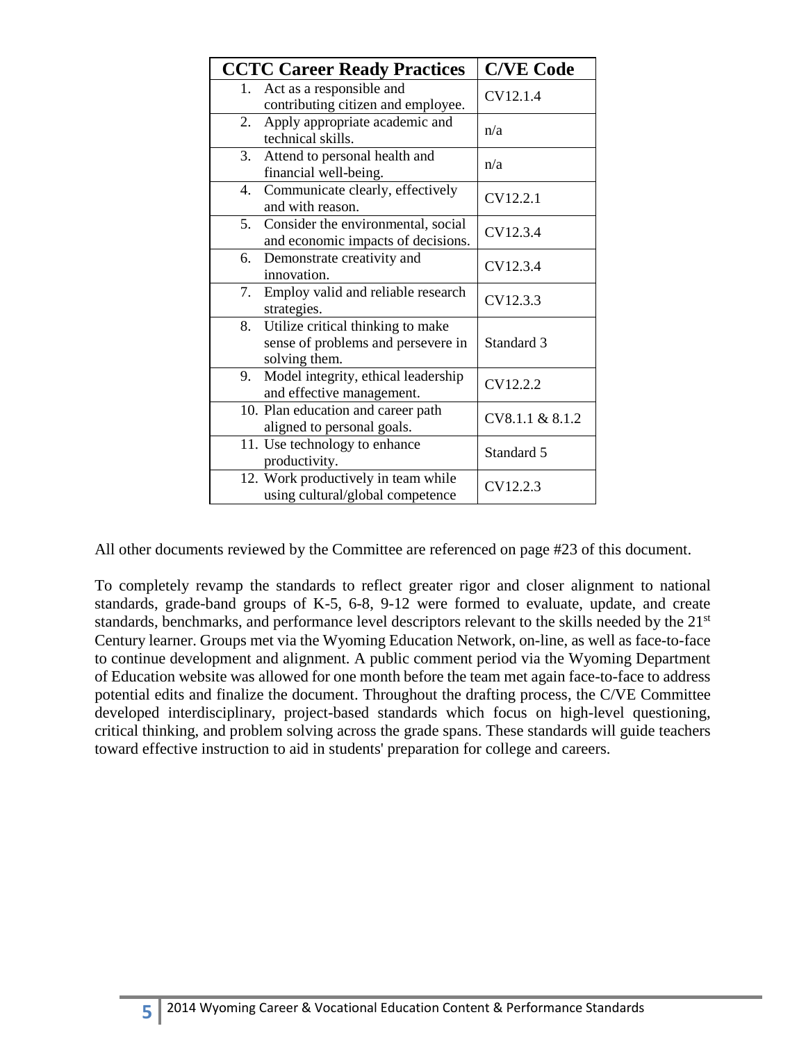| CCTC Career Ready Practices | C/VE Code |
|---|---|
| 1. Act as a responsible and contributing citizen and employee. | CV12.1.4 |
| 2. Apply appropriate academic and technical skills. | n/a |
| 3. Attend to personal health and financial well-being. | n/a |
| 4. Communicate clearly, effectively and with reason. | CV12.2.1 |
| 5. Consider the environmental, social and economic impacts of decisions. | CV12.3.4 |
| 6. Demonstrate creativity and innovation. | CV12.3.4 |
| 7. Employ valid and reliable research strategies. | CV12.3.3 |
| 8. Utilize critical thinking to make sense of problems and persevere in solving them. | Standard 3 |
| 9. Model integrity, ethical leadership and effective management. | CV12.2.2 |
| 10. Plan education and career path aligned to personal goals. | CV8.1.1 & 8.1.2 |
| 11. Use technology to enhance productivity. | Standard 5 |
| 12. Work productively in team while using cultural/global competence | CV12.2.3 |

All other documents reviewed by the Committee are referenced on page #23 of this document.

To completely revamp the standards to reflect greater rigor and closer alignment to national standards, grade-band groups of K-5, 6-8, 9-12 were formed to evaluate, update, and create standards, benchmarks, and performance level descriptors relevant to the skills needed by the 21st Century learner. Groups met via the Wyoming Education Network, on-line, as well as face-to-face to continue development and alignment. A public comment period via the Wyoming Department of Education website was allowed for one month before the team met again face-to-face to address potential edits and finalize the document. Throughout the drafting process, the C/VE Committee developed interdisciplinary, project-based standards which focus on high-level questioning, critical thinking, and problem solving across the grade spans. These standards will guide teachers toward effective instruction to aid in students' preparation for college and careers.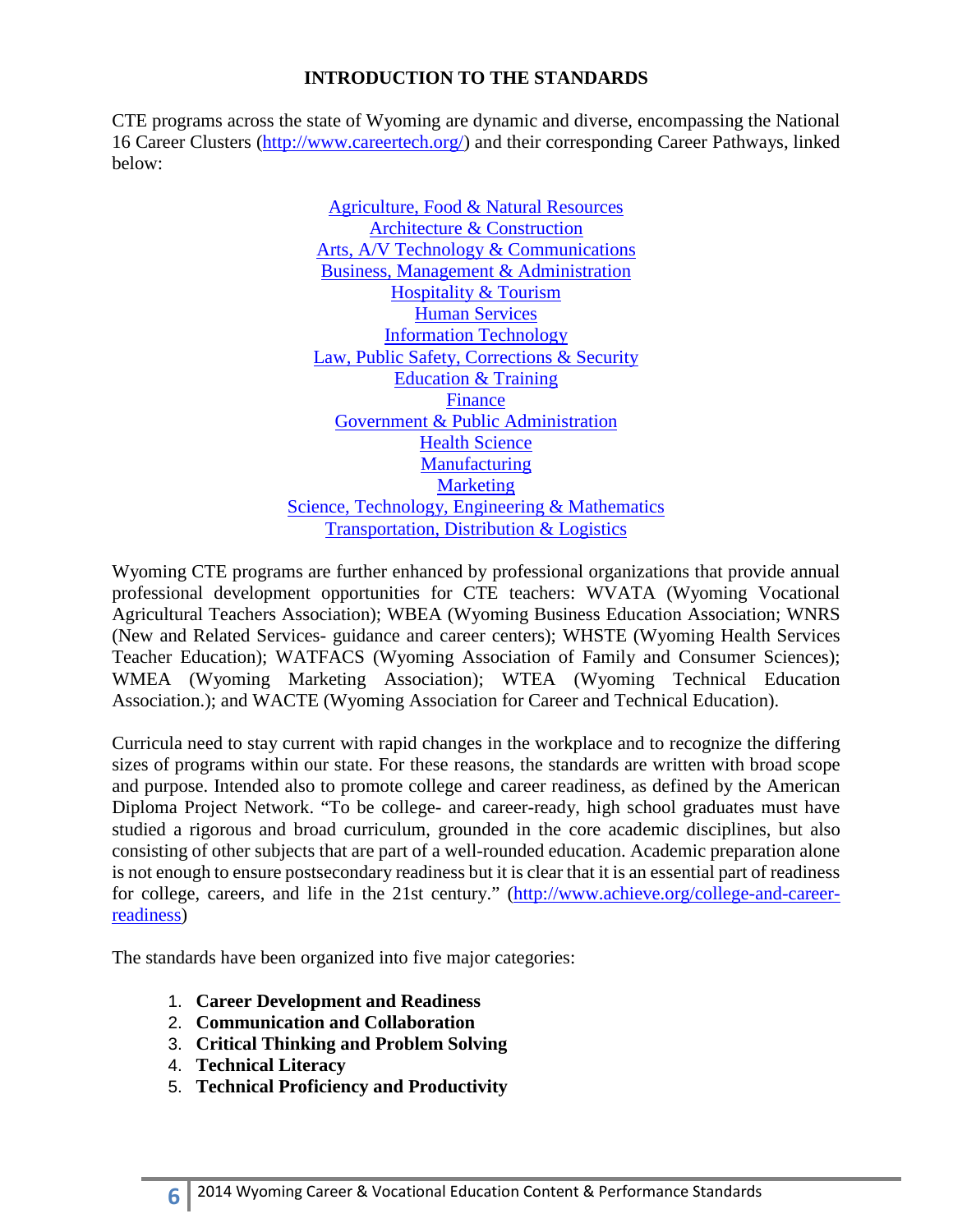## INTRODUCTION TO THE STANDARDS

CTE programs across the state of Wyoming are dynamic and diverse, encompassing the National 16 Career Clusters (http://www.careertech.org/) and their corresponding Career Pathways, linked below:

Agriculture, Food & Natural Resources
Architecture & Construction
Arts, A/V Technology & Communications
Business, Management & Administration
Hospitality & Tourism
Human Services
Information Technology
Law, Public Safety, Corrections & Security
Education & Training
Finance
Government & Public Administration
Health Science
Manufacturing
Marketing
Science, Technology, Engineering & Mathematics
Transportation, Distribution & Logistics

Wyoming CTE programs are further enhanced by professional organizations that provide annual professional development opportunities for CTE teachers: WVATA (Wyoming Vocational Agricultural Teachers Association); WBEA (Wyoming Business Education Association; WNRS (New and Related Services- guidance and career centers); WHSTE (Wyoming Health Services Teacher Education); WATFACS (Wyoming Association of Family and Consumer Sciences); WMEA (Wyoming Marketing Association); WTEA (Wyoming Technical Education Association.); and WACTE (Wyoming Association for Career and Technical Education).

Curricula need to stay current with rapid changes in the workplace and to recognize the differing sizes of programs within our state. For these reasons, the standards are written with broad scope and purpose. Intended also to promote college and career readiness, as defined by the American Diploma Project Network. "To be college- and career-ready, high school graduates must have studied a rigorous and broad curriculum, grounded in the core academic disciplines, but also consisting of other subjects that are part of a well-rounded education. Academic preparation alone is not enough to ensure postsecondary readiness but it is clear that it is an essential part of readiness for college, careers, and life in the 21st century." (http://www.achieve.org/college-and-career-readiness)

The standards have been organized into five major categories:

1. **Career Development and Readiness**
2. **Communication and Collaboration**
3. **Critical Thinking and Problem Solving**
4. **Technical Literacy**
5. **Technical Proficiency and Productivity**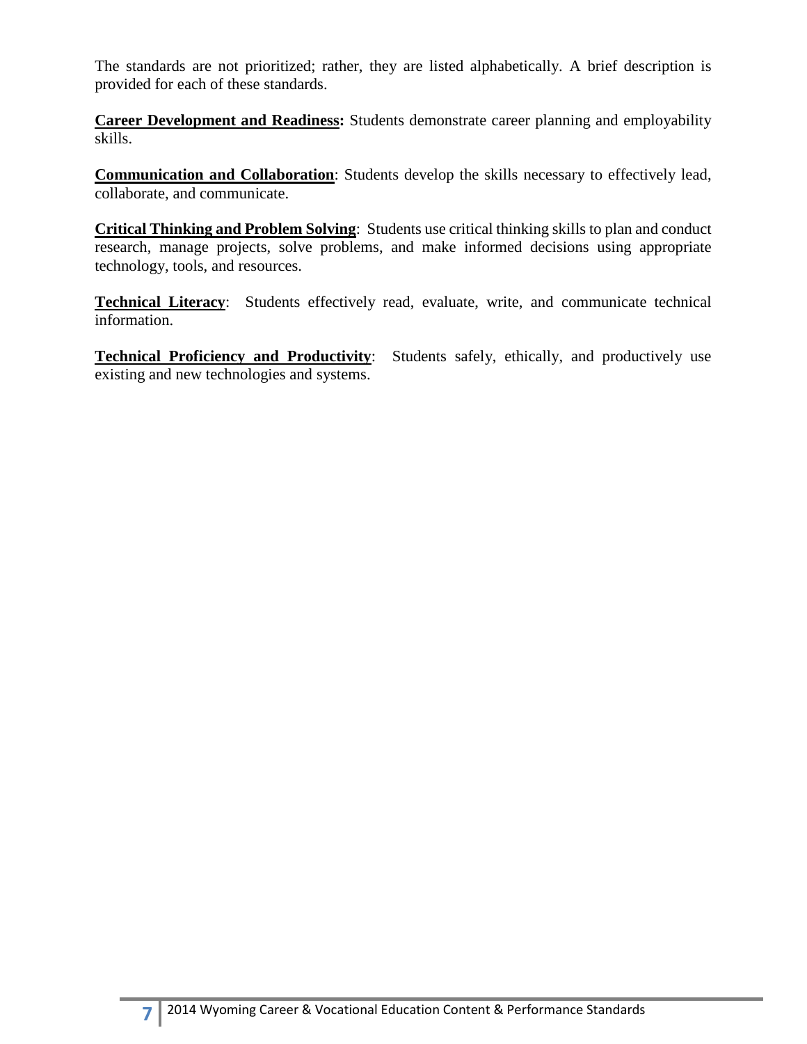The standards are not prioritized; rather, they are listed alphabetically. A brief description is provided for each of these standards.

**Career Development and Readiness:** Students demonstrate career planning and employability skills.

**Communication and Collaboration**: Students develop the skills necessary to effectively lead, collaborate, and communicate.

**Critical Thinking and Problem Solving**: Students use critical thinking skills to plan and conduct research, manage projects, solve problems, and make informed decisions using appropriate technology, tools, and resources.

**Technical Literacy**: Students effectively read, evaluate, write, and communicate technical information.

**Technical Proficiency and Productivity**: Students safely, ethically, and productively use existing and new technologies and systems.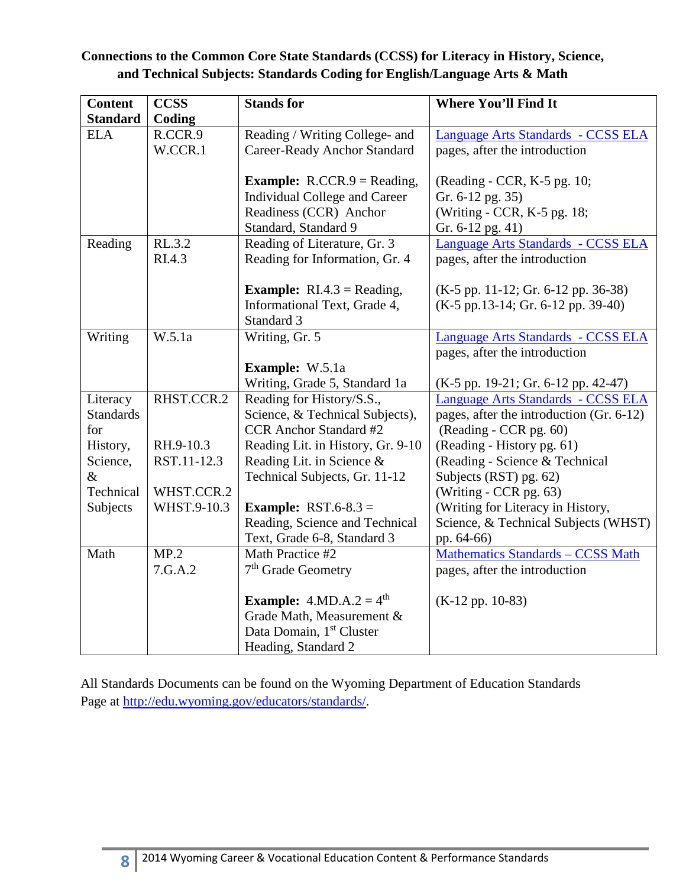**Connections to the Common Core State Standards (CCSS) for Literacy in History, Science, and Technical Subjects: Standards Coding for English/Language Arts & Math**

| Content Standard | CCSS Coding | Stands for | Where You'll Find It |
|---|---|---|---|
| ELA | R.CCR.9<br>W.CCR.1 | Reading / Writing College- and Career-Ready Anchor Standard<br><br>**Example:** R.CCR.9 = Reading, Individual College and Career Readiness (CCR) Anchor Standard, Standard 9 | Language Arts Standards - CCSS ELA pages, after the introduction<br><br>(Reading - CCR, K-5 pg. 10; Gr. 6-12 pg. 35)<br>(Writing - CCR, K-5 pg. 18; Gr. 6-12 pg. 41) |
| Reading | RL.3.2<br>RI.4.3 | Reading of Literature, Gr. 3<br>Reading for Information, Gr. 4<br><br>**Example:** RI.4.3 = Reading, Informational Text, Grade 4, Standard 3 | Language Arts Standards - CCSS ELA pages, after the introduction<br><br>(K-5 pp. 11-12; Gr. 6-12 pp. 36-38)<br>(K-5 pp.13-14; Gr. 6-12 pp. 39-40) |
| Writing | W.5.1a | Writing, Gr. 5<br><br>**Example:** W.5.1a<br>Writing, Grade 5, Standard 1a | Language Arts Standards - CCSS ELA pages, after the introduction<br><br>(K-5 pp. 19-21; Gr. 6-12 pp. 42-47) |
| Literacy Standards for History, Science, & Technical Subjects | RHST.CCR.2<br><br>RH.9-10.3<br>RST.11-12.3<br><br>WHST.CCR.2<br>WHST.9-10.3 | Reading for History/S.S., Science, & Technical Subjects), CCR Anchor Standard #2<br>Reading Lit. in History, Gr. 9-10<br>Reading Lit. in Science & Technical Subjects, Gr. 11-12<br><br>**Example:** RST.6-8.3 = Reading, Science and Technical Text, Grade 6-8, Standard 3 | Language Arts Standards - CCSS ELA pages, after the introduction (Gr. 6-12)<br>(Reading - CCR pg. 60)<br>(Reading - History pg. 61)<br>(Reading - Science & Technical Subjects (RST) pg. 62)<br>(Writing - CCR pg. 63)<br>(Writing for Literacy in History, Science, & Technical Subjects (WHST) pp. 64-66) |
| Math | MP.2<br>7.G.A.2 | Math Practice #2<br>7th Grade Geometry<br><br>**Example:** 4.MD.A.2 = 4th Grade Math, Measurement & Data Domain, 1st Cluster Heading, Standard 2 | Mathematics Standards – CCSS Math pages, after the introduction<br><br>(K-12 pp. 10-83) |

All Standards Documents can be found on the Wyoming Department of Education Standards Page at http://edu.wyoming.gov/educators/standards/.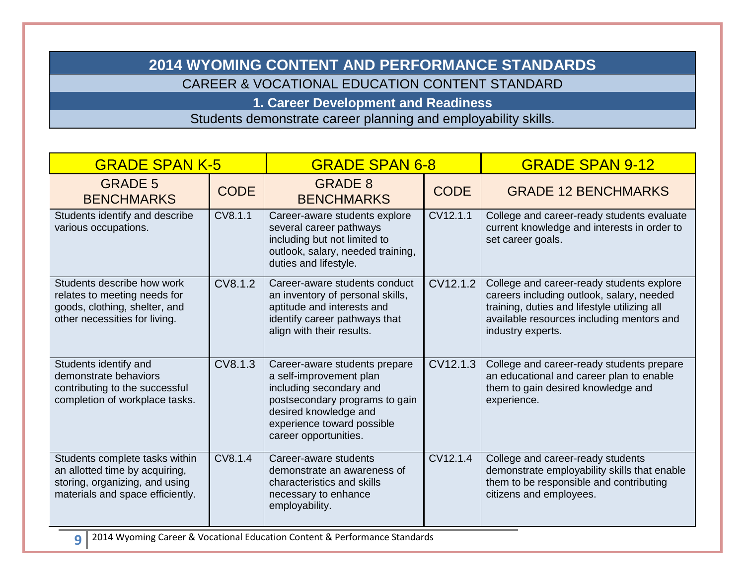# 2014 WYOMING CONTENT AND PERFORMANCE STANDARDS

## CAREER & VOCATIONAL EDUCATION CONTENT STANDARD

### 1. Career Development and Readiness

Students demonstrate career planning and employability skills.

| GRADE SPAN K-5 | | GRADE SPAN 6-8 | | GRADE SPAN 9-12 |
|---|---|---|---|---|
| GRADE 5 BENCHMARKS | CODE | GRADE 8 BENCHMARKS | CODE | GRADE 12 BENCHMARKS |
| Students identify and describe various occupations. | CV8.1.1 | Career-aware students explore several career pathways including but not limited to outlook, salary, needed training, duties and lifestyle. | CV12.1.1 | College and career-ready students evaluate current knowledge and interests in order to set career goals. |
| Students describe how work relates to meeting needs for goods, clothing, shelter, and other necessities for living. | CV8.1.2 | Career-aware students conduct an inventory of personal skills, aptitude and interests and identify career pathways that align with their results. | CV12.1.2 | College and career-ready students explore careers including outlook, salary, needed training, duties and lifestyle utilizing all available resources including mentors and industry experts. |
| Students identify and demonstrate behaviors contributing to the successful completion of workplace tasks. | CV8.1.3 | Career-aware students prepare a self-improvement plan including secondary and postsecondary programs to gain desired knowledge and experience toward possible career opportunities. | CV12.1.3 | College and career-ready students prepare an educational and career plan to enable them to gain desired knowledge and experience. |
| Students complete tasks within an allotted time by acquiring, storing, organizing, and using materials and space efficiently. | CV8.1.4 | Career-aware students demonstrate an awareness of characteristics and skills necessary to enhance employability. | CV12.1.4 | College and career-ready students demonstrate employability skills that enable them to be responsible and contributing citizens and employees. |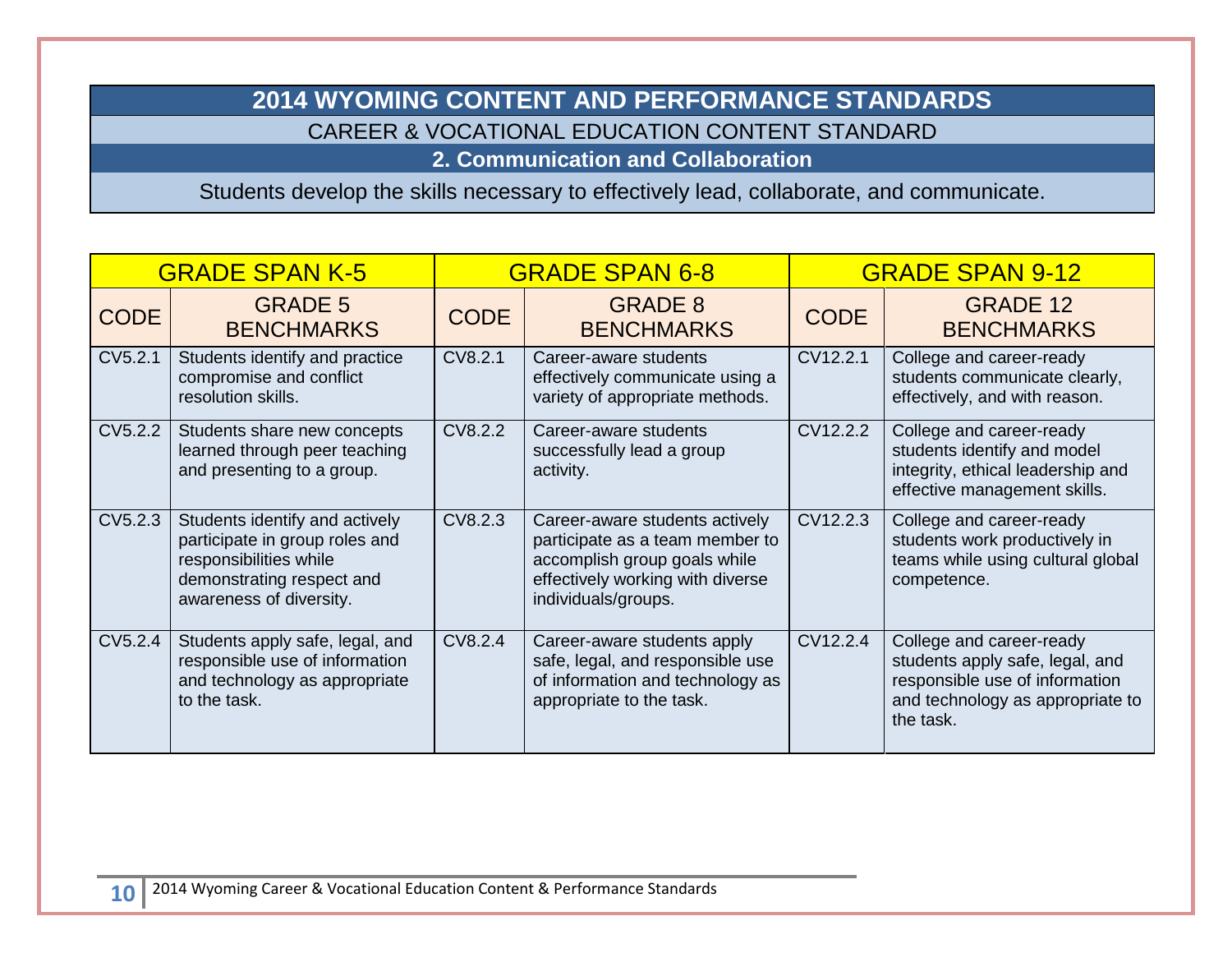# 2014 WYOMING CONTENT AND PERFORMANCE STANDARDS

## CAREER & VOCATIONAL EDUCATION CONTENT STANDARD

### 2. Communication and Collaboration

Students develop the skills necessary to effectively lead, collaborate, and communicate.

| GRADE SPAN K-5 | | GRADE SPAN 6-8 | | GRADE SPAN 9-12 | |
|---|---|---|---|---|---|
| CODE | GRADE 5 BENCHMARKS | CODE | GRADE 8 BENCHMARKS | CODE | GRADE 12 BENCHMARKS |
| CV5.2.1 | Students identify and practice compromise and conflict resolution skills. | CV8.2.1 | Career-aware students effectively communicate using a variety of appropriate methods. | CV12.2.1 | College and career-ready students communicate clearly, effectively, and with reason. |
| CV5.2.2 | Students share new concepts learned through peer teaching and presenting to a group. | CV8.2.2 | Career-aware students successfully lead a group activity. | CV12.2.2 | College and career-ready students identify and model integrity, ethical leadership and effective management skills. |
| CV5.2.3 | Students identify and actively participate in group roles and responsibilities while demonstrating respect and awareness of diversity. | CV8.2.3 | Career-aware students actively participate as a team member to accomplish group goals while effectively working with diverse individuals/groups. | CV12.2.3 | College and career-ready students work productively in teams while using cultural global competence. |
| CV5.2.4 | Students apply safe, legal, and responsible use of information and technology as appropriate to the task. | CV8.2.4 | Career-aware students apply safe, legal, and responsible use of information and technology as appropriate to the task. | CV12.2.4 | College and career-ready students apply safe, legal, and responsible use of information and technology as appropriate to the task. |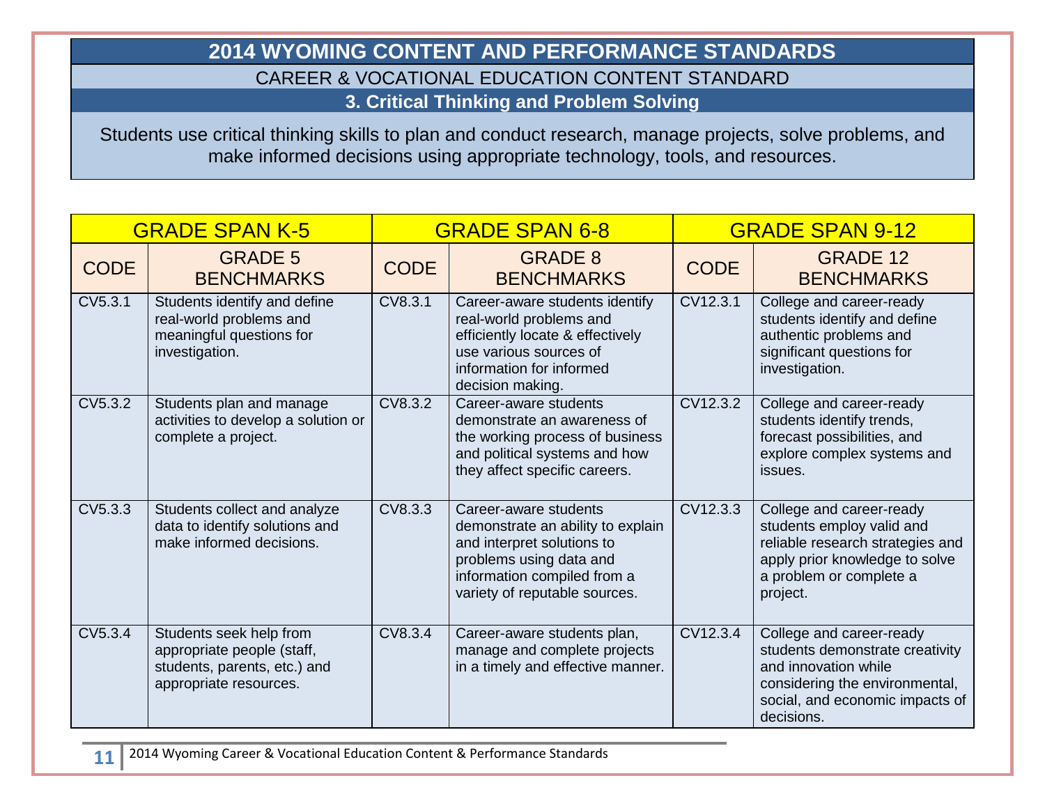# 2014 WYOMING CONTENT AND PERFORMANCE STANDARDS

## CAREER & VOCATIONAL EDUCATION CONTENT STANDARD

### 3. Critical Thinking and Problem Solving

Students use critical thinking skills to plan and conduct research, manage projects, solve problems, and make informed decisions using appropriate technology, tools, and resources.

| GRADE SPAN K-5 | | GRADE SPAN 6-8 | | GRADE SPAN 9-12 | |
|---|---|---|---|---|---|
| CODE | GRADE 5 BENCHMARKS | CODE | GRADE 8 BENCHMARKS | CODE | GRADE 12 BENCHMARKS |
| CV5.3.1 | Students identify and define real-world problems and meaningful questions for investigation. | CV8.3.1 | Career-aware students identify real-world problems and efficiently locate & effectively use various sources of information for informed decision making. | CV12.3.1 | College and career-ready students identify and define authentic problems and significant questions for investigation. |
| CV5.3.2 | Students plan and manage activities to develop a solution or complete a project. | CV8.3.2 | Career-aware students demonstrate an awareness of the working process of business and political systems and how they affect specific careers. | CV12.3.2 | College and career-ready students identify trends, forecast possibilities, and explore complex systems and issues. |
| CV5.3.3 | Students collect and analyze data to identify solutions and make informed decisions. | CV8.3.3 | Career-aware students demonstrate an ability to explain and interpret solutions to problems using data and information compiled from a variety of reputable sources. | CV12.3.3 | College and career-ready students employ valid and reliable research strategies and apply prior knowledge to solve a problem or complete a project. |
| CV5.3.4 | Students seek help from appropriate people (staff, students, parents, etc.) and appropriate resources. | CV8.3.4 | Career-aware students plan, manage and complete projects in a timely and effective manner. | CV12.3.4 | College and career-ready students demonstrate creativity and innovation while considering the environmental, social, and economic impacts of decisions. |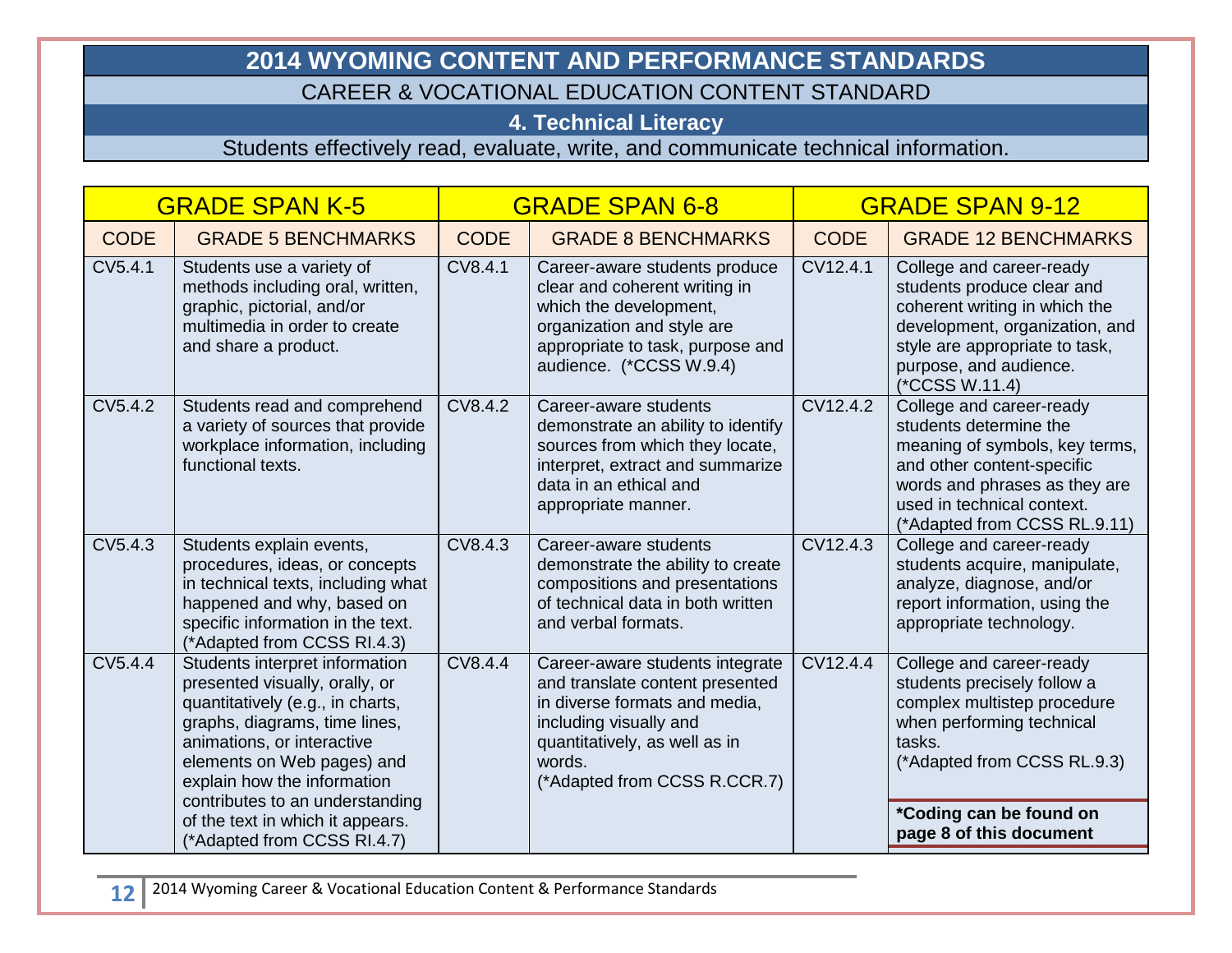# 2014 WYOMING CONTENT AND PERFORMANCE STANDARDS

## CAREER & VOCATIONAL EDUCATION CONTENT STANDARD

### 4. Technical Literacy

Students effectively read, evaluate, write, and communicate technical information.

| GRADE SPAN K-5 | | GRADE SPAN 6-8 | | GRADE SPAN 9-12 | |
|---|---|---|---|---|---|
| CODE | GRADE 5 BENCHMARKS | CODE | GRADE 8 BENCHMARKS | CODE | GRADE 12 BENCHMARKS |
| CV5.4.1 | Students use a variety of methods including oral, written, graphic, pictorial, and/or multimedia in order to create and share a product. | CV8.4.1 | Career-aware students produce clear and coherent writing in which the development, organization and style are appropriate to task, purpose and audience. (*CCSS W.9.4) | CV12.4.1 | College and career-ready students produce clear and coherent writing in which the development, organization, and style are appropriate to task, purpose, and audience. (*CCSS W.11.4) |
| CV5.4.2 | Students read and comprehend a variety of sources that provide workplace information, including functional texts. | CV8.4.2 | Career-aware students demonstrate an ability to identify sources from which they locate, interpret, extract and summarize data in an ethical and appropriate manner. | CV12.4.2 | College and career-ready students determine the meaning of symbols, key terms, and other content-specific words and phrases as they are used in technical context. (*Adapted from CCSS RL.9.11) |
| CV5.4.3 | Students explain events, procedures, ideas, or concepts in technical texts, including what happened and why, based on specific information in the text. (*Adapted from CCSS RI.4.3) | CV8.4.3 | Career-aware students demonstrate the ability to create compositions and presentations of technical data in both written and verbal formats. | CV12.4.3 | College and career-ready students acquire, manipulate, analyze, diagnose, and/or report information, using the appropriate technology. |
| CV5.4.4 | Students interpret information presented visually, orally, or quantitatively (e.g., in charts, graphs, diagrams, time lines, animations, or interactive elements on Web pages) and explain how the information contributes to an understanding of the text in which it appears. (*Adapted from CCSS RI.4.7) | CV8.4.4 | Career-aware students integrate and translate content presented in diverse formats and media, including visually and quantitatively, as well as in words. (*Adapted from CCSS R.CCR.7) | CV12.4.4 | College and career-ready students precisely follow a complex multistep procedure when performing technical tasks. (*Adapted from CCSS RL.9.3) |

**\*Coding can be found on page 8 of this document**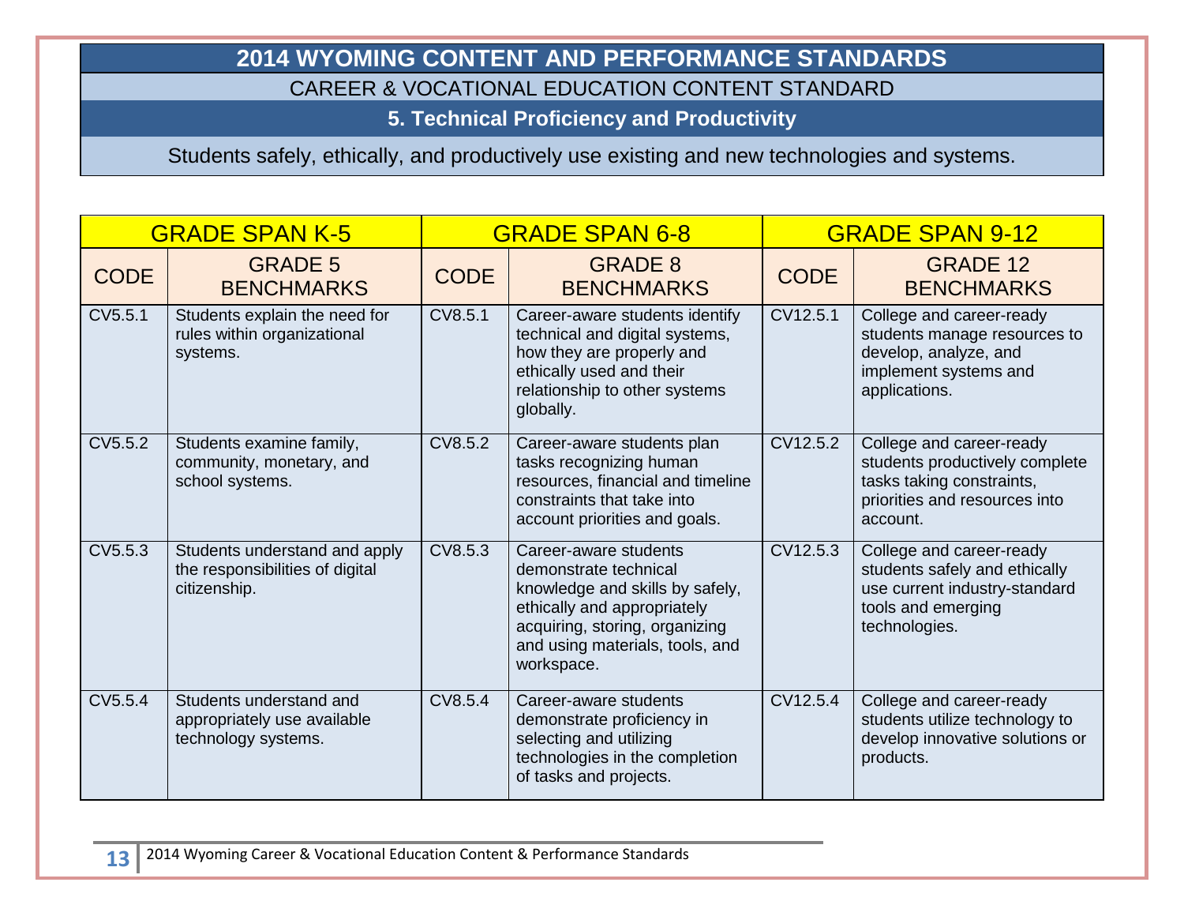# 2014 WYOMING CONTENT AND PERFORMANCE STANDARDS

## CAREER & VOCATIONAL EDUCATION CONTENT STANDARD

### 5. Technical Proficiency and Productivity

Students safely, ethically, and productively use existing and new technologies and systems.

| GRADE SPAN K-5 | | GRADE SPAN 6-8 | | GRADE SPAN 9-12 | |
|---|---|---|---|---|---|
| CODE | GRADE 5 BENCHMARKS | CODE | GRADE 8 BENCHMARKS | CODE | GRADE 12 BENCHMARKS |
| CV5.5.1 | Students explain the need for rules within organizational systems. | CV8.5.1 | Career-aware students identify technical and digital systems, how they are properly and ethically used and their relationship to other systems globally. | CV12.5.1 | College and career-ready students manage resources to develop, analyze, and implement systems and applications. |
| CV5.5.2 | Students examine family, community, monetary, and school systems. | CV8.5.2 | Career-aware students plan tasks recognizing human resources, financial and timeline constraints that take into account priorities and goals. | CV12.5.2 | College and career-ready students productively complete tasks taking constraints, priorities and resources into account. |
| CV5.5.3 | Students understand and apply the responsibilities of digital citizenship. | CV8.5.3 | Career-aware students demonstrate technical knowledge and skills by safely, ethically and appropriately acquiring, storing, organizing and using materials, tools, and workspace. | CV12.5.3 | College and career-ready students safely and ethically use current industry-standard tools and emerging technologies. |
| CV5.5.4 | Students understand and appropriately use available technology systems. | CV8.5.4 | Career-aware students demonstrate proficiency in selecting and utilizing technologies in the completion of tasks and projects. | CV12.5.4 | College and career-ready students utilize technology to develop innovative solutions or products. |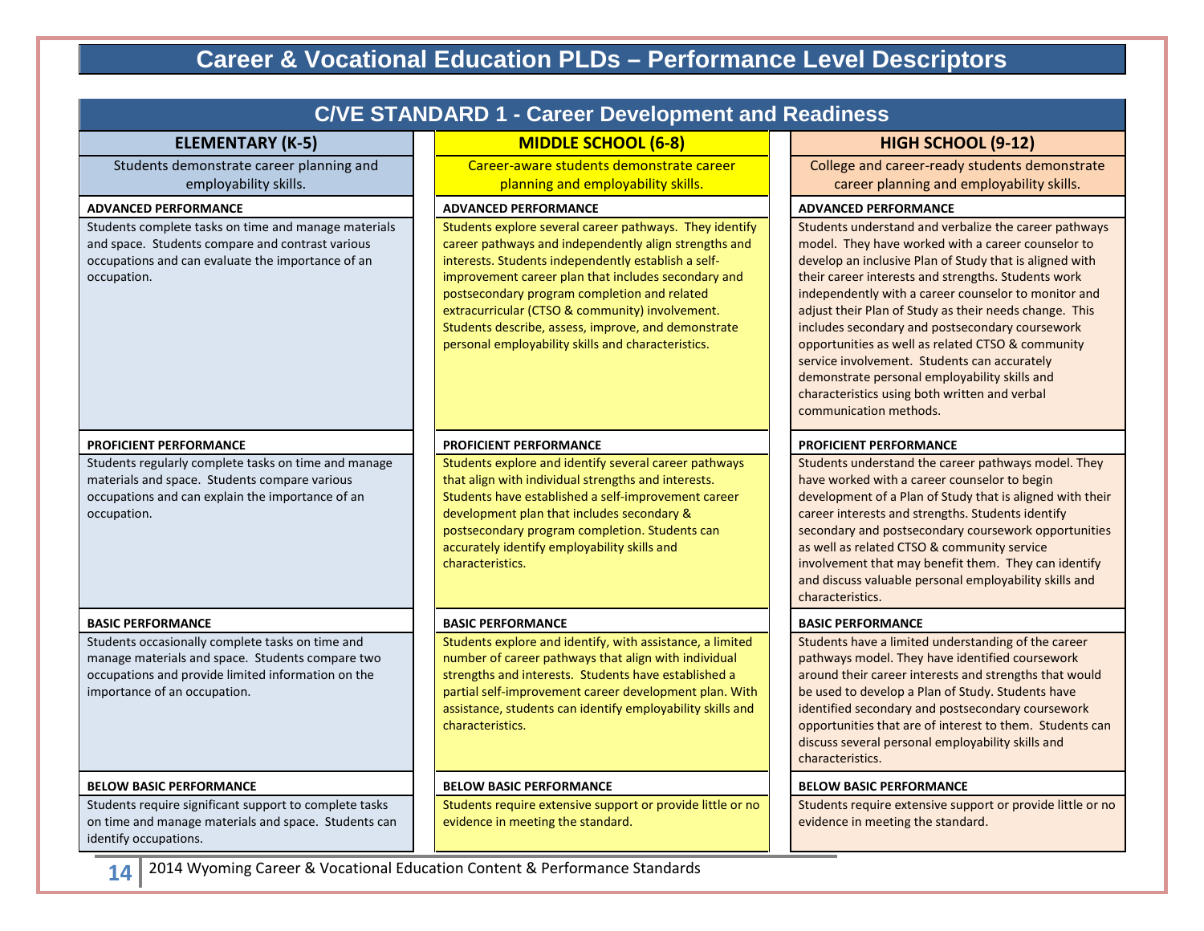# Career & Vocational Education PLDs – Performance Level Descriptors

## C/VE STANDARD 1 - Career Development and Readiness

| ELEMENTARY (K-5) | MIDDLE SCHOOL (6-8) | HIGH SCHOOL (9-12) |
|---|---|---|
| Students demonstrate career planning and employability skills. | Career-aware students demonstrate career planning and employability skills. | College and career-ready students demonstrate career planning and employability skills. |
| **ADVANCED PERFORMANCE** | **ADVANCED PERFORMANCE** | **ADVANCED PERFORMANCE** |
| Students complete tasks on time and manage materials and space. Students compare and contrast various occupations and can evaluate the importance of an occupation. | Students explore several career pathways. They identify career pathways and independently align strengths and interests. Students independently establish a self-improvement career plan that includes secondary and postsecondary program completion and related extracurricular (CTSO & community) involvement. Students describe, assess, improve, and demonstrate personal employability skills and characteristics. | Students understand and verbalize the career pathways model. They have worked with a career counselor to develop an inclusive Plan of Study that is aligned with their career interests and strengths. Students work independently with a career counselor to monitor and adjust their Plan of Study as their needs change. This includes secondary and postsecondary coursework opportunities as well as related CTSO & community service involvement. Students can accurately demonstrate personal employability skills and characteristics using both written and verbal communication methods. |
| **PROFICIENT PERFORMANCE** | **PROFICIENT PERFORMANCE** | **PROFICIENT PERFORMANCE** |
| Students regularly complete tasks on time and manage materials and space. Students compare various occupations and can explain the importance of an occupation. | Students explore and identify several career pathways that align with individual strengths and interests. Students have established a self-improvement career development plan that includes secondary & postsecondary program completion. Students can accurately identify employability skills and characteristics. | Students understand the career pathways model. They have worked with a career counselor to begin development of a Plan of Study that is aligned with their career interests and strengths. Students identify secondary and postsecondary coursework opportunities as well as related CTSO & community service involvement that may benefit them. They can identify and discuss valuable personal employability skills and characteristics. |
| **BASIC PERFORMANCE** | **BASIC PERFORMANCE** | **BASIC PERFORMANCE** |
| Students occasionally complete tasks on time and manage materials and space. Students compare two occupations and provide limited information on the importance of an occupation. | Students explore and identify, with assistance, a limited number of career pathways that align with individual strengths and interests. Students have established a partial self-improvement career development plan. With assistance, students can identify employability skills and characteristics. | Students have a limited understanding of the career pathways model. They have identified coursework around their career interests and strengths that would be used to develop a Plan of Study. Students have identified secondary and postsecondary coursework opportunities that are of interest to them. Students can discuss several personal employability skills and characteristics. |
| **BELOW BASIC PERFORMANCE** | **BELOW BASIC PERFORMANCE** | **BELOW BASIC PERFORMANCE** |
| Students require significant support to complete tasks on time and manage materials and space. Students can identify occupations. | Students require extensive support or provide little or no evidence in meeting the standard. | Students require extensive support or provide little or no evidence in meeting the standard. |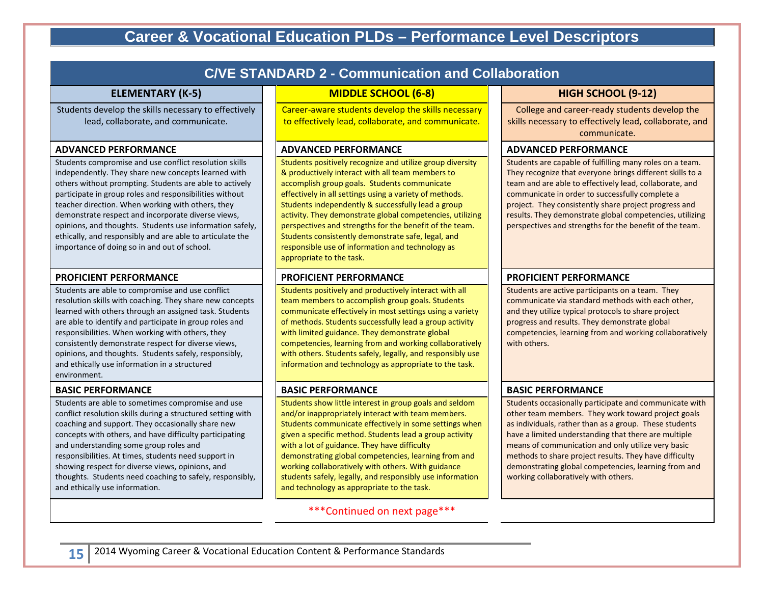# Career & Vocational Education PLDs – Performance Level Descriptors

## C/VE STANDARD 2 - Communication and Collaboration

| ELEMENTARY (K-5) | MIDDLE SCHOOL (6-8) | HIGH SCHOOL (9-12) |
|---|---|---|
| Students develop the skills necessary to effectively lead, collaborate, and communicate. | Career-aware students develop the skills necessary to effectively lead, collaborate, and communicate. | College and career-ready students develop the skills necessary to effectively lead, collaborate, and communicate. |
| **ADVANCED PERFORMANCE** | **ADVANCED PERFORMANCE** | **ADVANCED PERFORMANCE** |
| Students compromise and use conflict resolution skills independently. They share new concepts learned with others without prompting. Students are able to actively participate in group roles and responsibilities without teacher direction. When working with others, they demonstrate respect and incorporate diverse views, opinions, and thoughts. Students use information safely, ethically, and responsibly and are able to articulate the importance of doing so in and out of school. | Students positively recognize and utilize group diversity & productively interact with all team members to accomplish group goals. Students communicate effectively in all settings using a variety of methods. Students independently & successfully lead a group activity. They demonstrate global competencies, utilizing perspectives and strengths for the benefit of the team. Students consistently demonstrate safe, legal, and responsible use of information and technology as appropriate to the task. | Students are capable of fulfilling many roles on a team. They recognize that everyone brings different skills to a team and are able to effectively lead, collaborate, and communicate in order to successfully complete a project. They consistently share project progress and results. They demonstrate global competencies, utilizing perspectives and strengths for the benefit of the team. |
| **PROFICIENT PERFORMANCE** | **PROFICIENT PERFORMANCE** | **PROFICIENT PERFORMANCE** |
| Students are able to compromise and use conflict resolution skills with coaching. They share new concepts learned with others through an assigned task. Students are able to identify and participate in group roles and responsibilities. When working with others, they consistently demonstrate respect for diverse views, opinions, and thoughts. Students safely, responsibly, and ethically use information in a structured environment. | Students positively and productively interact with all team members to accomplish group goals. Students communicate effectively in most settings using a variety of methods. Students successfully lead a group activity with limited guidance. They demonstrate global competencies, learning from and working collaboratively with others. Students safely, legally, and responsibly use information and technology as appropriate to the task. | Students are active participants on a team. They communicate via standard methods with each other, and they utilize typical protocols to share project progress and results. They demonstrate global competencies, learning from and working collaboratively with others. |
| **BASIC PERFORMANCE** | **BASIC PERFORMANCE** | **BASIC PERFORMANCE** |
| Students are able to sometimes compromise and use conflict resolution skills during a structured setting with coaching and support. They occasionally share new concepts with others, and have difficulty participating and understanding some group roles and responsibilities. At times, students need support in showing respect for diverse views, opinions, and thoughts. Students need coaching to safely, responsibly, and ethically use information. | Students show little interest in group goals and seldom and/or inappropriately interact with team members. Students communicate effectively in some settings when given a specific method. Students lead a group activity with a lot of guidance. They have difficulty demonstrating global competencies, learning from and working collaboratively with others. With guidance students safely, legally, and responsibly use information and technology as appropriate to the task. | Students occasionally participate and communicate with other team members. They work toward project goals as individuals, rather than as a group. These students have a limited understanding that there are multiple means of communication and only utilize very basic methods to share project results. They have difficulty demonstrating global competencies, learning from and working collaboratively with others. |

***Continued on next page***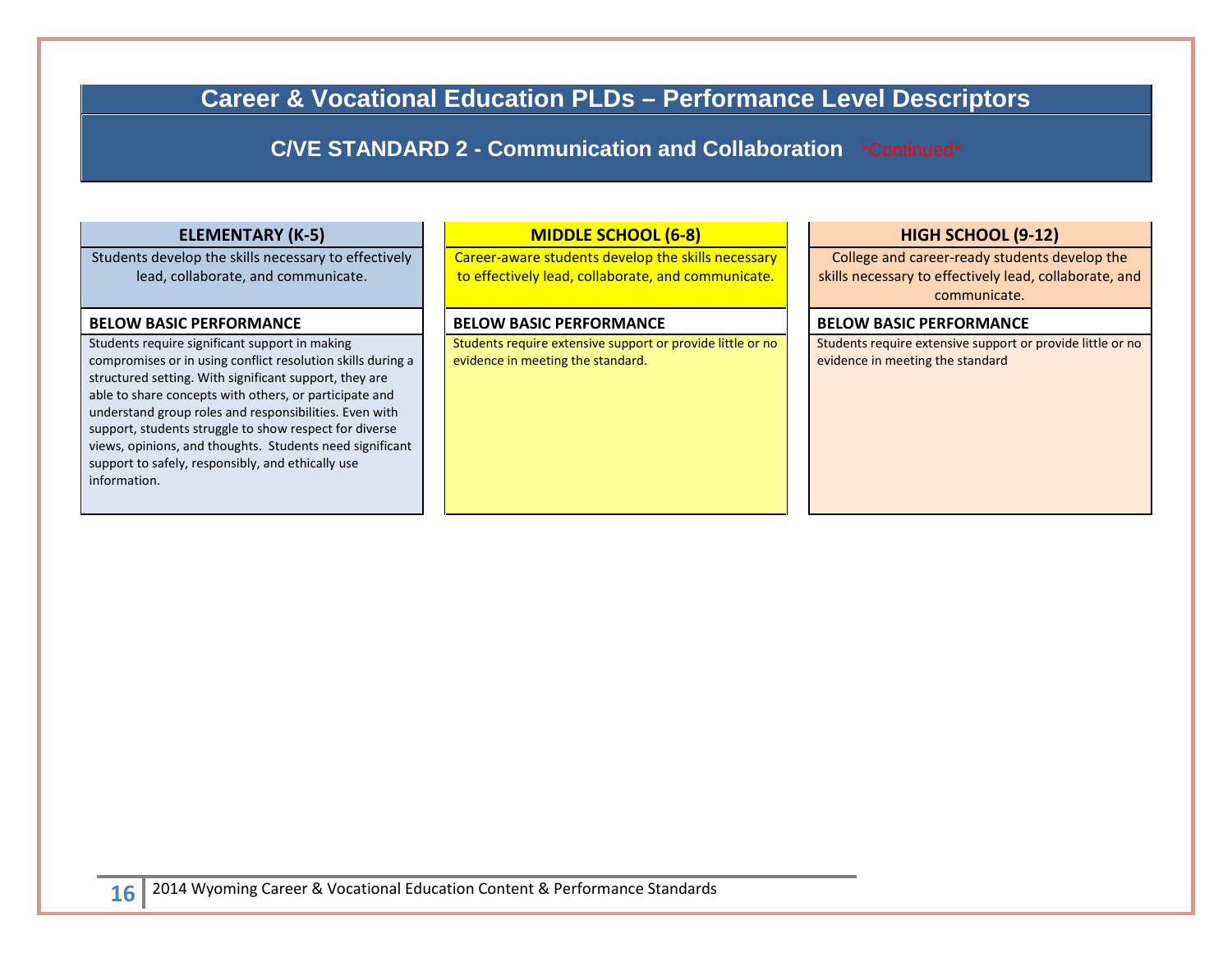# Career & Vocational Education PLDs – Performance Level Descriptors

## C/VE STANDARD 2 - Communication and Collaboration *Continued*

| ELEMENTARY (K-5) | MIDDLE SCHOOL (6-8) | HIGH SCHOOL (9-12) |
| --- | --- | --- |
| Students develop the skills necessary to effectively lead, collaborate, and communicate. | Career-aware students develop the skills necessary to effectively lead, collaborate, and communicate. | College and career-ready students develop the skills necessary to effectively lead, collaborate, and communicate. |
| **BELOW BASIC PERFORMANCE** | **BELOW BASIC PERFORMANCE** | **BELOW BASIC PERFORMANCE** |
| Students require significant support in making compromises or in using conflict resolution skills during a structured setting. With significant support, they are able to share concepts with others, or participate and understand group roles and responsibilities. Even with support, students struggle to show respect for diverse views, opinions, and thoughts. Students need significant support to safely, responsibly, and ethically use information. | Students require extensive support or provide little or no evidence in meeting the standard. | Students require extensive support or provide little or no evidence in meeting the standard |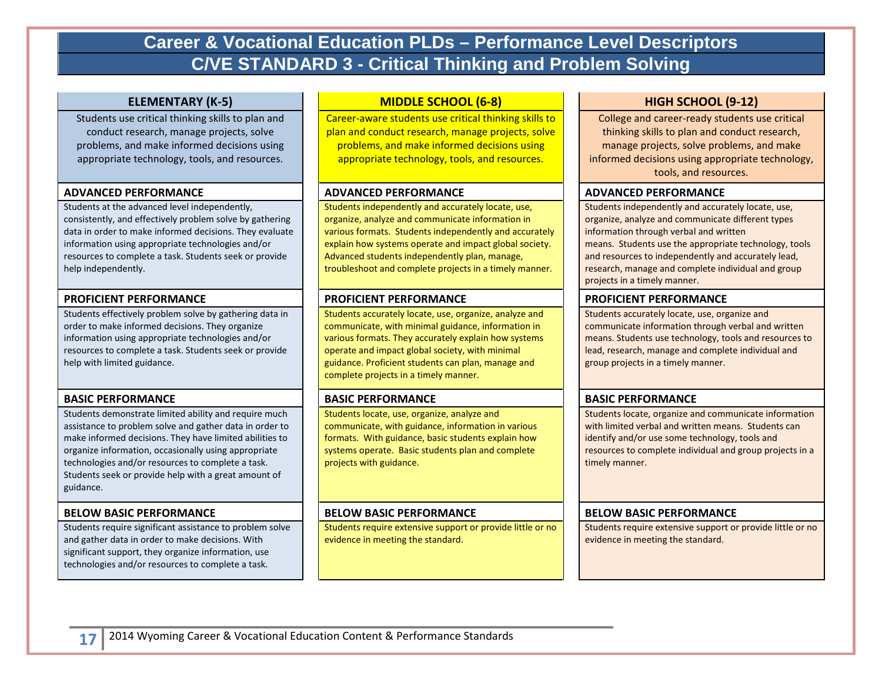# Career & Vocational Education PLDs – Performance Level Descriptors

## C/VE STANDARD 3 - Critical Thinking and Problem Solving

### ELEMENTARY (K-5)

Students use critical thinking skills to plan and conduct research, manage projects, solve problems, and make informed decisions using appropriate technology, tools, and resources.

**ADVANCED PERFORMANCE**

Students at the advanced level independently, consistently, and effectively problem solve by gathering data in order to make informed decisions. They evaluate information using appropriate technologies and/or resources to complete a task. Students seek or provide help independently.

**PROFICIENT PERFORMANCE**

Students effectively problem solve by gathering data in order to make informed decisions. They organize information using appropriate technologies and/or resources to complete a task. Students seek or provide help with limited guidance.

**BASIC PERFORMANCE**

Students demonstrate limited ability and require much assistance to problem solve and gather data in order to make informed decisions. They have limited abilities to organize information, occasionally using appropriate technologies and/or resources to complete a task. Students seek or provide help with a great amount of guidance.

**BELOW BASIC PERFORMANCE**

Students require significant assistance to problem solve and gather data in order to make decisions. With significant support, they organize information, use technologies and/or resources to complete a task.

### MIDDLE SCHOOL (6-8)

Career-aware students use critical thinking skills to plan and conduct research, manage projects, solve problems, and make informed decisions using appropriate technology, tools, and resources.

**ADVANCED PERFORMANCE**

Students independently and accurately locate, use, organize, analyze and communicate information in various formats. Students independently and accurately explain how systems operate and impact global society. Advanced students independently plan, manage, troubleshoot and complete projects in a timely manner.

**PROFICIENT PERFORMANCE**

Students accurately locate, use, organize, analyze and communicate, with minimal guidance, information in various formats. They accurately explain how systems operate and impact global society, with minimal guidance. Proficient students can plan, manage and complete projects in a timely manner.

**BASIC PERFORMANCE**

Students locate, use, organize, analyze and communicate, with guidance, information in various formats. With guidance, basic students explain how systems operate. Basic students plan and complete projects with guidance.

**BELOW BASIC PERFORMANCE**

Students require extensive support or provide little or no evidence in meeting the standard.

### HIGH SCHOOL (9-12)

College and career-ready students use critical thinking skills to plan and conduct research, manage projects, solve problems, and make informed decisions using appropriate technology, tools, and resources.

**ADVANCED PERFORMANCE**

Students independently and accurately locate, use, organize, analyze and communicate different types information through verbal and written means. Students use the appropriate technology, tools and resources to independently and accurately lead, research, manage and complete individual and group projects in a timely manner.

**PROFICIENT PERFORMANCE**

Students accurately locate, use, organize and communicate information through verbal and written means. Students use technology, tools and resources to lead, research, manage and complete individual and group projects in a timely manner.

**BASIC PERFORMANCE**

Students locate, organize and communicate information with limited verbal and written means. Students can identify and/or use some technology, tools and resources to complete individual and group projects in a timely manner.

**BELOW BASIC PERFORMANCE**

Students require extensive support or provide little or no evidence in meeting the standard.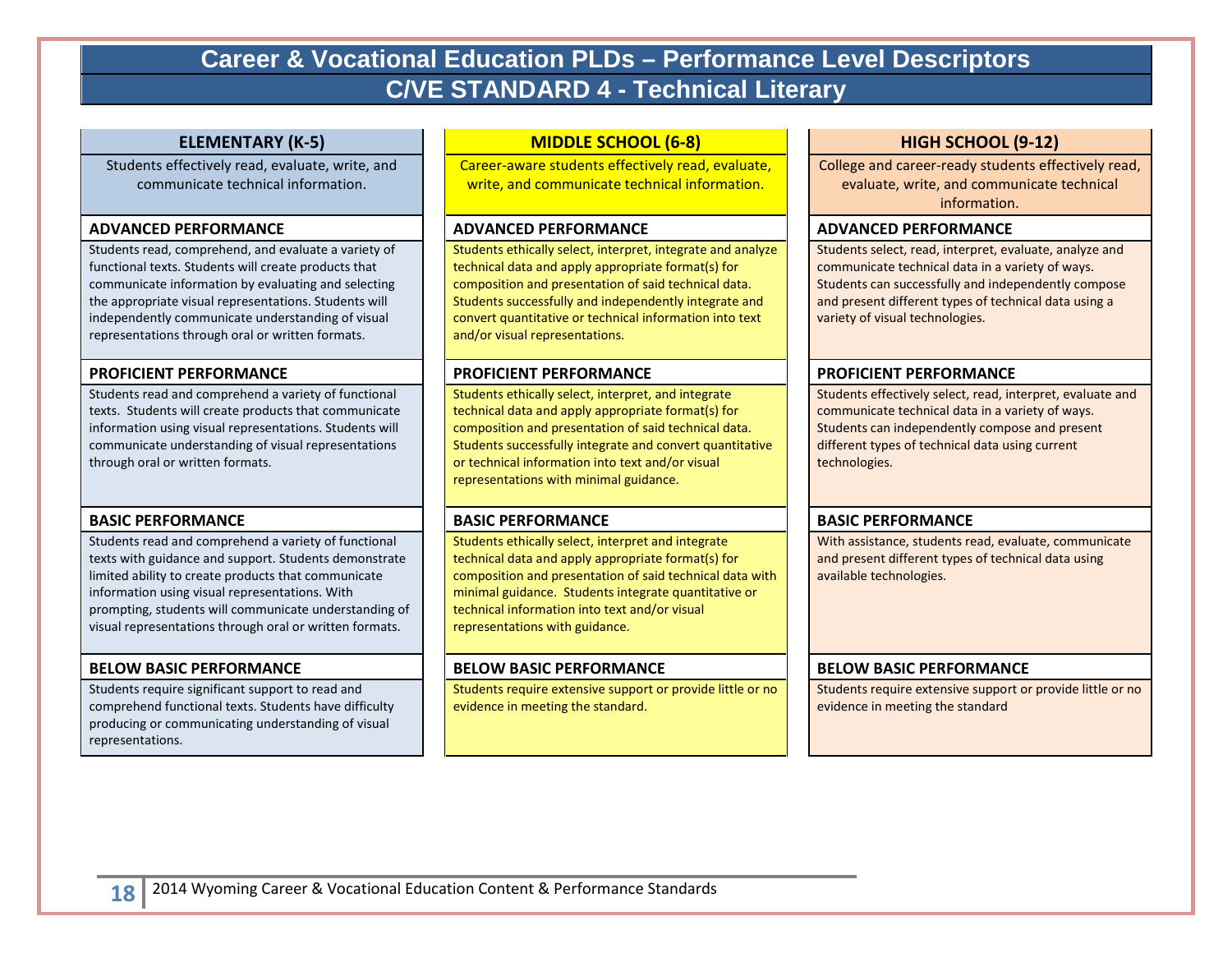# Career & Vocational Education PLDs – Performance Level Descriptors

## C/VE STANDARD 4 - Technical Literary

| ELEMENTARY (K-5) | MIDDLE SCHOOL (6-8) | HIGH SCHOOL (9-12) |
|---|---|---|
| Students effectively read, evaluate, write, and communicate technical information. | Career-aware students effectively read, evaluate, write, and communicate technical information. | College and career-ready students effectively read, evaluate, write, and communicate technical information. |
| **ADVANCED PERFORMANCE** | **ADVANCED PERFORMANCE** | **ADVANCED PERFORMANCE** |
| Students read, comprehend, and evaluate a variety of functional texts. Students will create products that communicate information by evaluating and selecting the appropriate visual representations. Students will independently communicate understanding of visual representations through oral or written formats. | Students ethically select, interpret, integrate and analyze technical data and apply appropriate format(s) for composition and presentation of said technical data. Students successfully and independently integrate and convert quantitative or technical information into text and/or visual representations. | Students select, read, interpret, evaluate, analyze and communicate technical data in a variety of ways. Students can successfully and independently compose and present different types of technical data using a variety of visual technologies. |
| **PROFICIENT PERFORMANCE** | **PROFICIENT PERFORMANCE** | **PROFICIENT PERFORMANCE** |
| Students read and comprehend a variety of functional texts. Students will create products that communicate information using visual representations. Students will communicate understanding of visual representations through oral or written formats. | Students ethically select, interpret, and integrate technical data and apply appropriate format(s) for composition and presentation of said technical data. Students successfully integrate and convert quantitative or technical information into text and/or visual representations with minimal guidance. | Students effectively select, read, interpret, evaluate and communicate technical data in a variety of ways. Students can independently compose and present different types of technical data using current technologies. |
| **BASIC PERFORMANCE** | **BASIC PERFORMANCE** | **BASIC PERFORMANCE** |
| Students read and comprehend a variety of functional texts with guidance and support. Students demonstrate limited ability to create products that communicate information using visual representations. With prompting, students will communicate understanding of visual representations through oral or written formats. | Students ethically select, interpret and integrate technical data and apply appropriate format(s) for composition and presentation of said technical data with minimal guidance. Students integrate quantitative or technical information into text and/or visual representations with guidance. | With assistance, students read, evaluate, communicate and present different types of technical data using available technologies. |
| **BELOW BASIC PERFORMANCE** | **BELOW BASIC PERFORMANCE** | **BELOW BASIC PERFORMANCE** |
| Students require significant support to read and comprehend functional texts. Students have difficulty producing or communicating understanding of visual representations. | Students require extensive support or provide little or no evidence in meeting the standard. | Students require extensive support or provide little or no evidence in meeting the standard |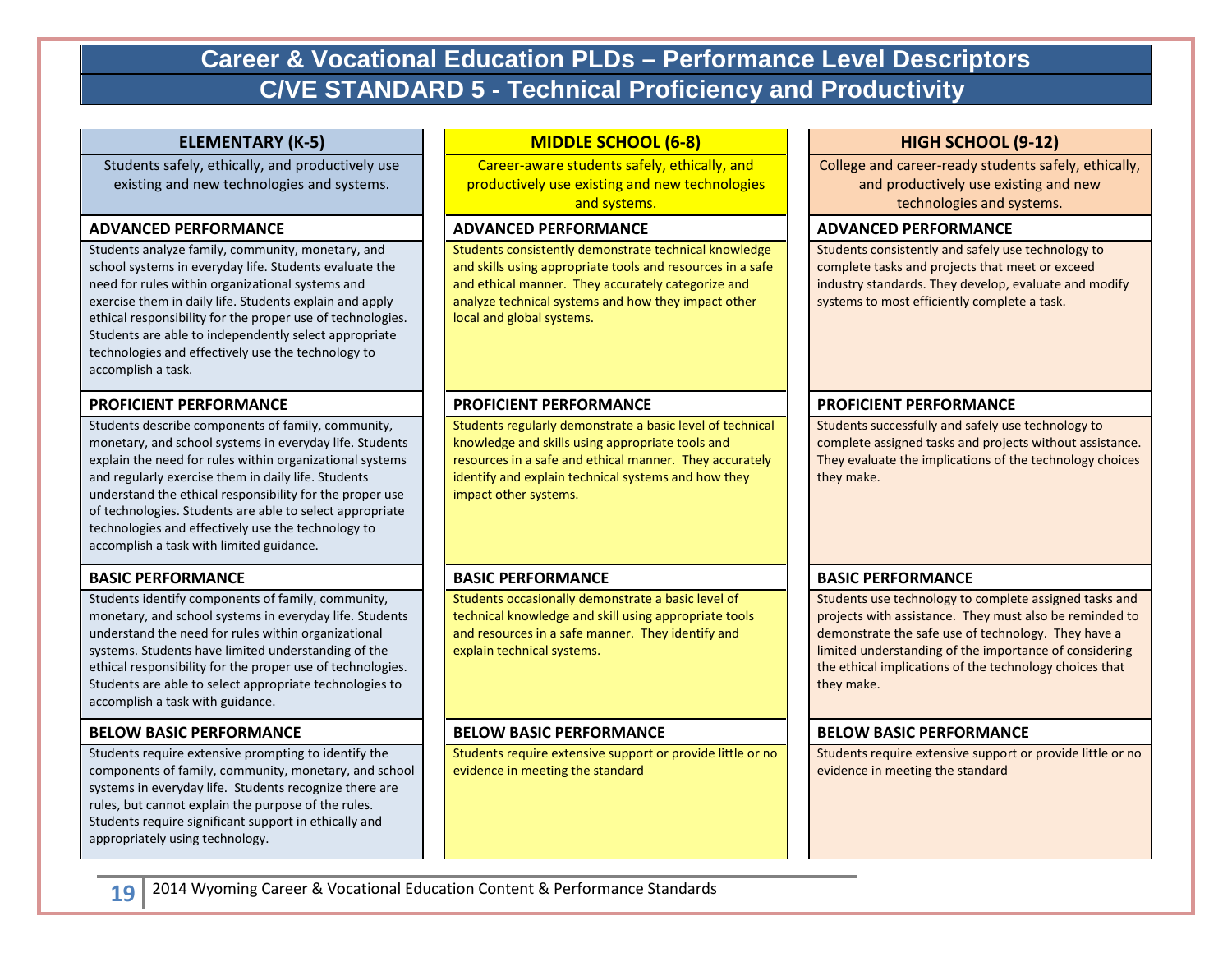# Career & Vocational Education PLDs – Performance Level Descriptors

## C/VE STANDARD 5 - Technical Proficiency and Productivity

| ELEMENTARY (K-5) | MIDDLE SCHOOL (6-8) | HIGH SCHOOL (9-12) |
|---|---|---|
| Students safely, ethically, and productively use existing and new technologies and systems. | Career-aware students safely, ethically, and productively use existing and new technologies and systems. | College and career-ready students safely, ethically, and productively use existing and new technologies and systems. |
| **ADVANCED PERFORMANCE** | **ADVANCED PERFORMANCE** | **ADVANCED PERFORMANCE** |
| Students analyze family, community, monetary, and school systems in everyday life. Students evaluate the need for rules within organizational systems and exercise them in daily life. Students explain and apply ethical responsibility for the proper use of technologies. Students are able to independently select appropriate technologies and effectively use the technology to accomplish a task. | Students consistently demonstrate technical knowledge and skills using appropriate tools and resources in a safe and ethical manner. They accurately categorize and analyze technical systems and how they impact other local and global systems. | Students consistently and safely use technology to complete tasks and projects that meet or exceed industry standards. They develop, evaluate and modify systems to most efficiently complete a task. |
| **PROFICIENT PERFORMANCE** | **PROFICIENT PERFORMANCE** | **PROFICIENT PERFORMANCE** |
| Students describe components of family, community, monetary, and school systems in everyday life. Students explain the need for rules within organizational systems and regularly exercise them in daily life. Students understand the ethical responsibility for the proper use of technologies. Students are able to select appropriate technologies and effectively use the technology to accomplish a task with limited guidance. | Students regularly demonstrate a basic level of technical knowledge and skills using appropriate tools and resources in a safe and ethical manner. They accurately identify and explain technical systems and how they impact other systems. | Students successfully and safely use technology to complete assigned tasks and projects without assistance. They evaluate the implications of the technology choices they make. |
| **BASIC PERFORMANCE** | **BASIC PERFORMANCE** | **BASIC PERFORMANCE** |
| Students identify components of family, community, monetary, and school systems in everyday life. Students understand the need for rules within organizational systems. Students have limited understanding of the ethical responsibility for the proper use of technologies. Students are able to select appropriate technologies to accomplish a task with guidance. | Students occasionally demonstrate a basic level of technical knowledge and skill using appropriate tools and resources in a safe manner. They identify and explain technical systems. | Students use technology to complete assigned tasks and projects with assistance. They must also be reminded to demonstrate the safe use of technology. They have a limited understanding of the importance of considering the ethical implications of the technology choices that they make. |
| **BELOW BASIC PERFORMANCE** | **BELOW BASIC PERFORMANCE** | **BELOW BASIC PERFORMANCE** |
| Students require extensive prompting to identify the components of family, community, monetary, and school systems in everyday life. Students recognize there are rules, but cannot explain the purpose of the rules. Students require significant support in ethically and appropriately using technology. | Students require extensive support or provide little or no evidence in meeting the standard | Students require extensive support or provide little or no evidence in meeting the standard |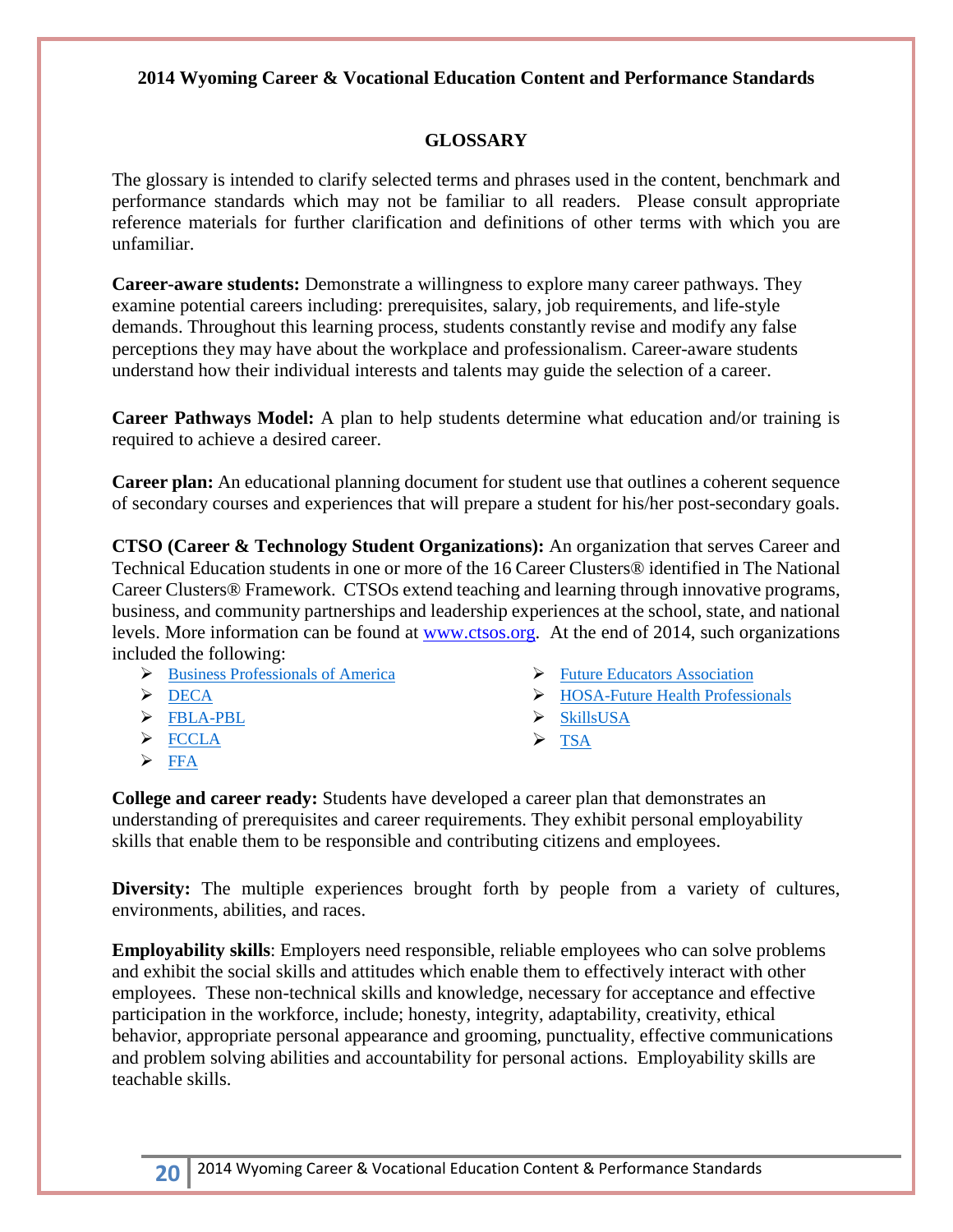## GLOSSARY

The glossary is intended to clarify selected terms and phrases used in the content, benchmark and performance standards which may not be familiar to all readers. Please consult appropriate reference materials for further clarification and definitions of other terms with which you are unfamiliar.

**Career-aware students:** Demonstrate a willingness to explore many career pathways. They examine potential careers including: prerequisites, salary, job requirements, and life-style demands. Throughout this learning process, students constantly revise and modify any false perceptions they may have about the workplace and professionalism. Career-aware students understand how their individual interests and talents may guide the selection of a career.

**Career Pathways Model:** A plan to help students determine what education and/or training is required to achieve a desired career.

**Career plan:** An educational planning document for student use that outlines a coherent sequence of secondary courses and experiences that will prepare a student for his/her post-secondary goals.

**CTSO (Career & Technology Student Organizations):** An organization that serves Career and Technical Education students in one or more of the 16 Career Clusters® identified in The National Career Clusters® Framework. CTSOs extend teaching and learning through innovative programs, business, and community partnerships and leadership experiences at the school, state, and national levels. More information can be found at www.ctsos.org. At the end of 2014, such organizations included the following:

- Business Professionals of America
- DECA
- FBLA-PBL
- FCCLA
- FFA
- Future Educators Association
- HOSA-Future Health Professionals
- SkillsUSA
- TSA

**College and career ready:** Students have developed a career plan that demonstrates an understanding of prerequisites and career requirements. They exhibit personal employability skills that enable them to be responsible and contributing citizens and employees.

**Diversity:** The multiple experiences brought forth by people from a variety of cultures, environments, abilities, and races.

**Employability skills**: Employers need responsible, reliable employees who can solve problems and exhibit the social skills and attitudes which enable them to effectively interact with other employees. These non-technical skills and knowledge, necessary for acceptance and effective participation in the workforce, include; honesty, integrity, adaptability, creativity, ethical behavior, appropriate personal appearance and grooming, punctuality, effective communications and problem solving abilities and accountability for personal actions. Employability skills are teachable skills.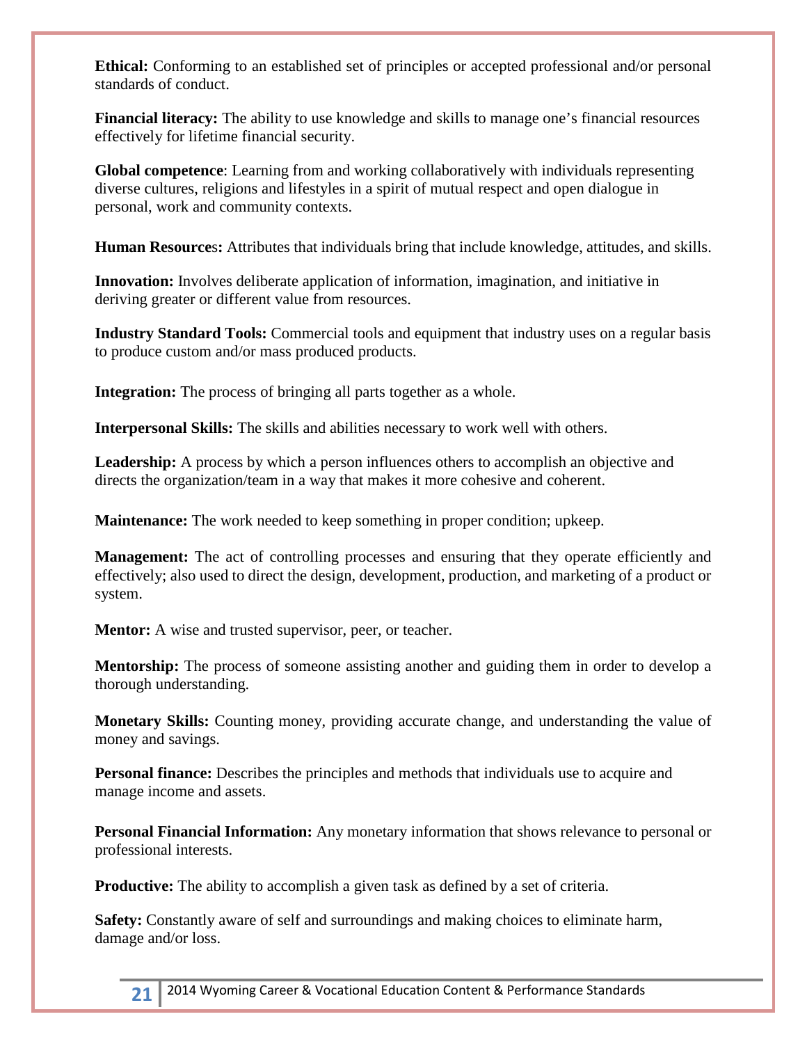**Ethical:** Conforming to an established set of principles or accepted professional and/or personal standards of conduct.

**Financial literacy:** The ability to use knowledge and skills to manage one's financial resources effectively for lifetime financial security.

**Global competence**: Learning from and working collaboratively with individuals representing diverse cultures, religions and lifestyles in a spirit of mutual respect and open dialogue in personal, work and community contexts.

**Human Resources:** Attributes that individuals bring that include knowledge, attitudes, and skills.

**Innovation:** Involves deliberate application of information, imagination, and initiative in deriving greater or different value from resources.

**Industry Standard Tools:** Commercial tools and equipment that industry uses on a regular basis to produce custom and/or mass produced products.

**Integration:** The process of bringing all parts together as a whole.

**Interpersonal Skills:** The skills and abilities necessary to work well with others.

**Leadership:** A process by which a person influences others to accomplish an objective and directs the organization/team in a way that makes it more cohesive and coherent.

**Maintenance:** The work needed to keep something in proper condition; upkeep.

**Management:** The act of controlling processes and ensuring that they operate efficiently and effectively; also used to direct the design, development, production, and marketing of a product or system.

**Mentor:** A wise and trusted supervisor, peer, or teacher.

**Mentorship:** The process of someone assisting another and guiding them in order to develop a thorough understanding.

**Monetary Skills:** Counting money, providing accurate change, and understanding the value of money and savings.

**Personal finance:** Describes the principles and methods that individuals use to acquire and manage income and assets.

**Personal Financial Information:** Any monetary information that shows relevance to personal or professional interests.

**Productive:** The ability to accomplish a given task as defined by a set of criteria.

**Safety:** Constantly aware of self and surroundings and making choices to eliminate harm, damage and/or loss.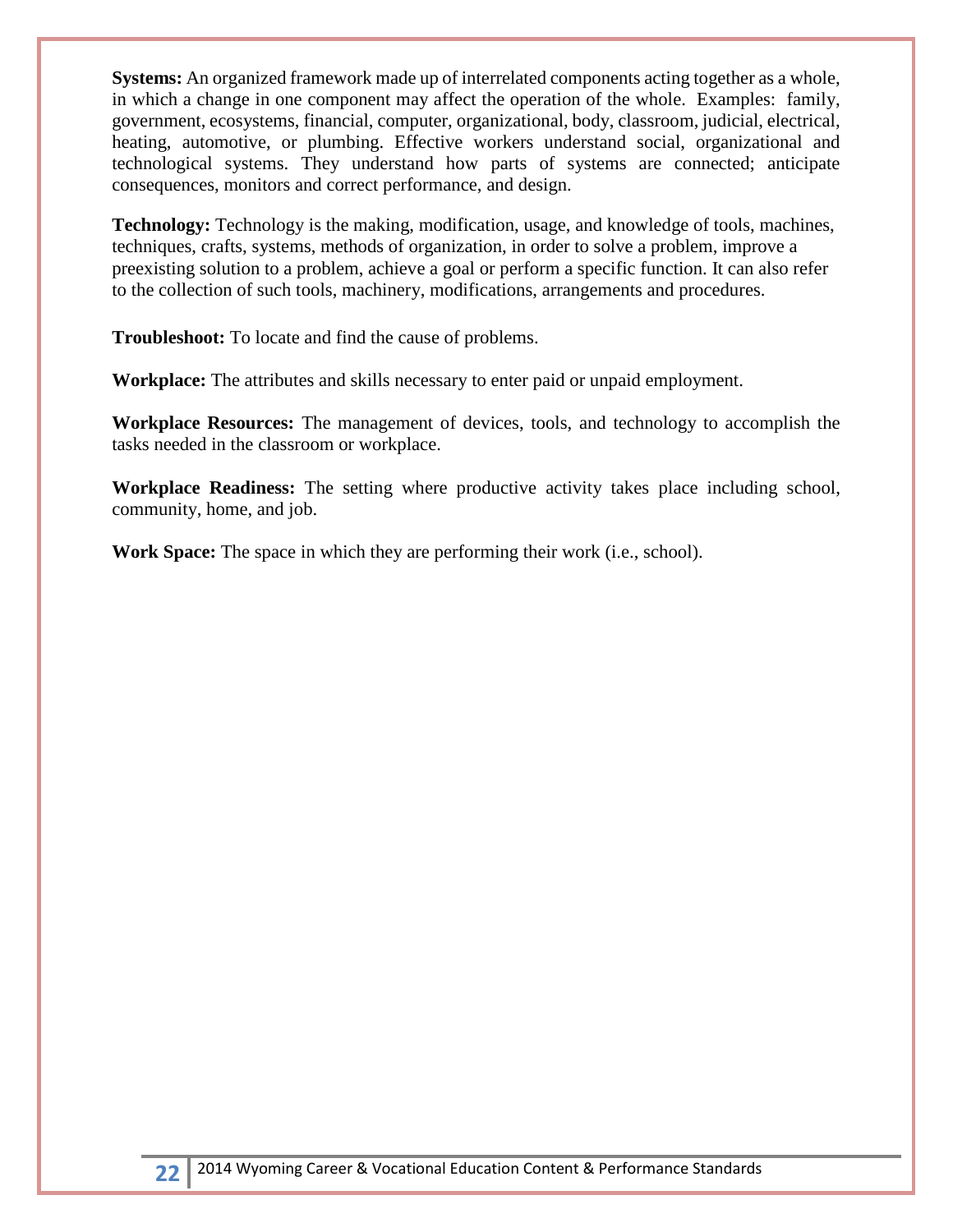**Systems:** An organized framework made up of interrelated components acting together as a whole, in which a change in one component may affect the operation of the whole. Examples: family, government, ecosystems, financial, computer, organizational, body, classroom, judicial, electrical, heating, automotive, or plumbing. Effective workers understand social, organizational and technological systems. They understand how parts of systems are connected; anticipate consequences, monitors and correct performance, and design.

**Technology:** Technology is the making, modification, usage, and knowledge of tools, machines, techniques, crafts, systems, methods of organization, in order to solve a problem, improve a preexisting solution to a problem, achieve a goal or perform a specific function. It can also refer to the collection of such tools, machinery, modifications, arrangements and procedures.

**Troubleshoot:** To locate and find the cause of problems.

**Workplace:** The attributes and skills necessary to enter paid or unpaid employment.

**Workplace Resources:** The management of devices, tools, and technology to accomplish the tasks needed in the classroom or workplace.

**Workplace Readiness:** The setting where productive activity takes place including school, community, home, and job.

**Work Space:** The space in which they are performing their work (i.e., school).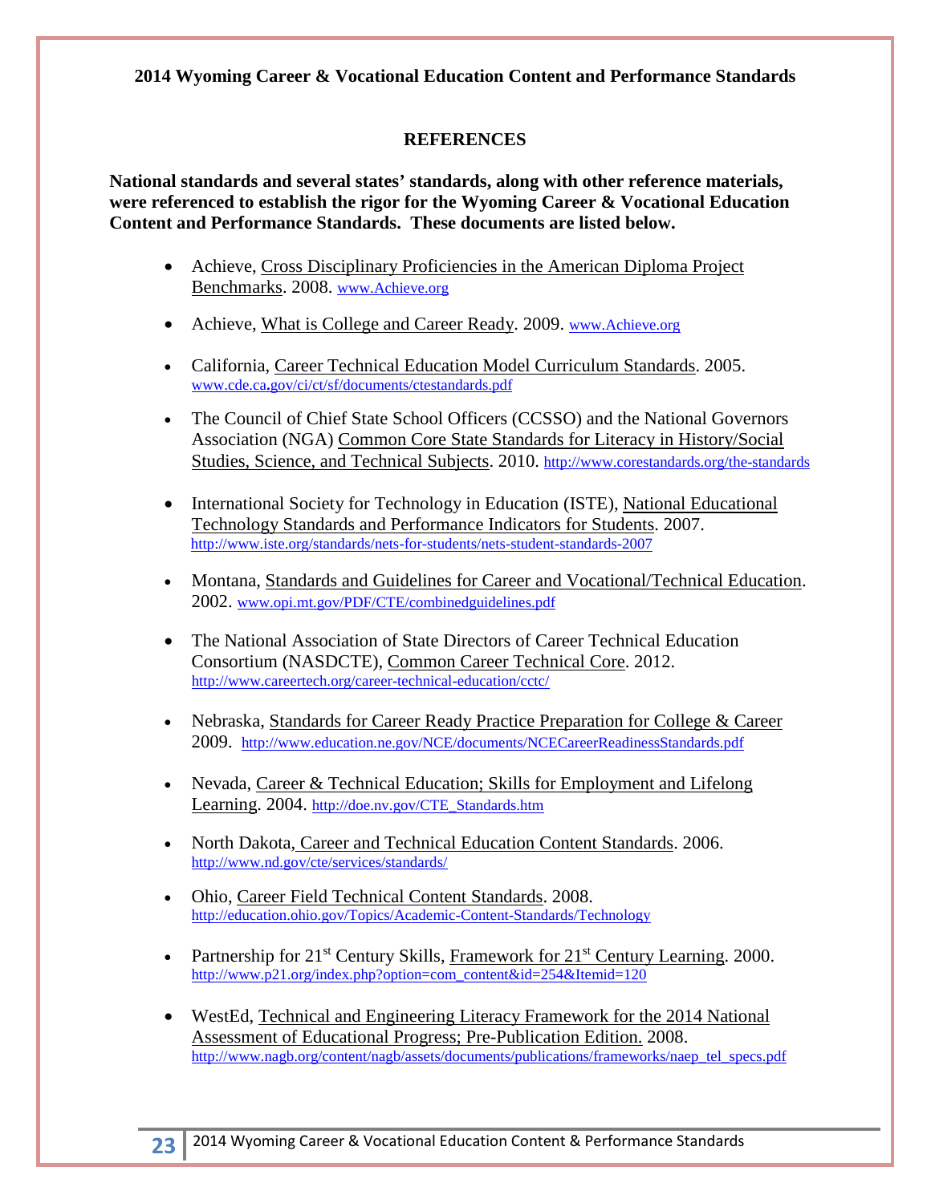# REFERENCES

**National standards and several states' standards, along with other reference materials, were referenced to establish the rigor for the Wyoming Career & Vocational Education Content and Performance Standards. These documents are listed below.**

- Achieve, Cross Disciplinary Proficiencies in the American Diploma Project Benchmarks. 2008. www.Achieve.org
- Achieve, What is College and Career Ready. 2009. www.Achieve.org
- California, Career Technical Education Model Curriculum Standards. 2005. www.cde.ca.gov/ci/ct/sf/documents/ctestandards.pdf
- The Council of Chief State School Officers (CCSSO) and the National Governors Association (NGA) Common Core State Standards for Literacy in History/Social Studies, Science, and Technical Subjects. 2010. http://www.corestandards.org/the-standards
- International Society for Technology in Education (ISTE), National Educational Technology Standards and Performance Indicators for Students. 2007. http://www.iste.org/standards/nets-for-students/nets-student-standards-2007
- Montana, Standards and Guidelines for Career and Vocational/Technical Education. 2002. www.opi.mt.gov/PDF/CTE/combinedguidelines.pdf
- The National Association of State Directors of Career Technical Education Consortium (NASDCTE), Common Career Technical Core. 2012. http://www.careertech.org/career-technical-education/cctc/
- Nebraska, Standards for Career Ready Practice Preparation for College & Career 2009. http://www.education.ne.gov/NCE/documents/NCECareerReadinessStandards.pdf
- Nevada, Career & Technical Education; Skills for Employment and Lifelong Learning. 2004. http://doe.nv.gov/CTE_Standards.htm
- North Dakota, Career and Technical Education Content Standards. 2006. http://www.nd.gov/cte/services/standards/
- Ohio, Career Field Technical Content Standards. 2008. http://education.ohio.gov/Topics/Academic-Content-Standards/Technology
- Partnership for 21st Century Skills, Framework for 21st Century Learning. 2000. http://www.p21.org/index.php?option=com_content&id=254&Itemid=120
- WestEd, Technical and Engineering Literacy Framework for the 2014 National Assessment of Educational Progress; Pre-Publication Edition. 2008. http://www.nagb.org/content/nagb/assets/documents/publications/frameworks/naep_tel_specs.pdf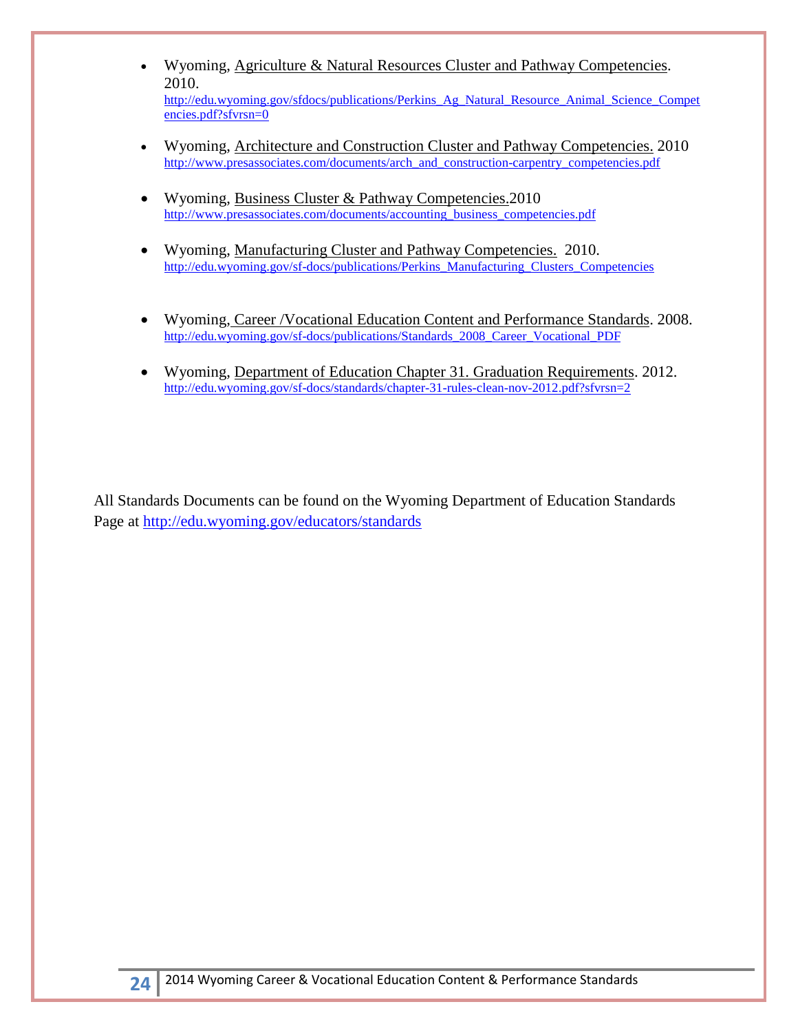- Wyoming, Agriculture & Natural Resources Cluster and Pathway Competencies. 2010. http://edu.wyoming.gov/sfdocs/publications/Perkins_Ag_Natural_Resource_Animal_Science_Competencies.pdf?sfvrsn=0

- Wyoming, Architecture and Construction Cluster and Pathway Competencies. 2010 http://www.presassociates.com/documents/arch_and_construction-carpentry_competencies.pdf

- Wyoming, Business Cluster & Pathway Competencies.2010 http://www.presassociates.com/documents/accounting_business_competencies.pdf

- Wyoming, Manufacturing Cluster and Pathway Competencies. 2010. http://edu.wyoming.gov/sf-docs/publications/Perkins_Manufacturing_Clusters_Competencies

- Wyoming, Career /Vocational Education Content and Performance Standards. 2008. http://edu.wyoming.gov/sf-docs/publications/Standards_2008_Career_Vocational_PDF

- Wyoming, Department of Education Chapter 31. Graduation Requirements. 2012. http://edu.wyoming.gov/sf-docs/standards/chapter-31-rules-clean-nov-2012.pdf?sfvrsn=2

All Standards Documents can be found on the Wyoming Department of Education Standards Page at http://edu.wyoming.gov/educators/standards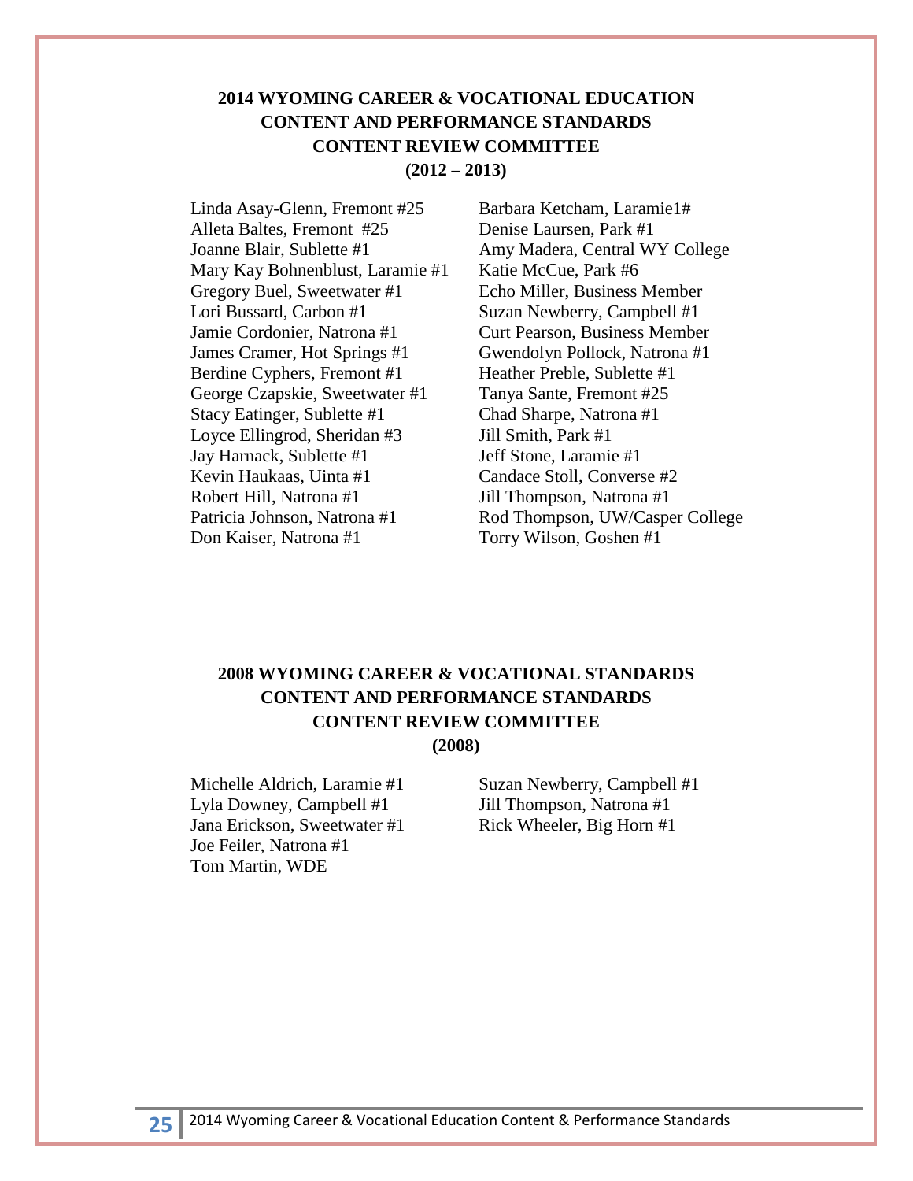## 2014 WYOMING CAREER & VOCATIONAL EDUCATION CONTENT AND PERFORMANCE STANDARDS CONTENT REVIEW COMMITTEE (2012 – 2013)

Linda Asay-Glenn, Fremont #25
Alleta Baltes, Fremont #25
Joanne Blair, Sublette #1
Mary Kay Bohnenblust, Laramie #1
Gregory Buel, Sweetwater #1
Lori Bussard, Carbon #1
Jamie Cordonier, Natrona #1
James Cramer, Hot Springs #1
Berdine Cyphers, Fremont #1
George Czapskie, Sweetwater #1
Stacy Eatinger, Sublette #1
Loyce Ellingrod, Sheridan #3
Jay Harnack, Sublette #1
Kevin Haukaas, Uinta #1
Robert Hill, Natrona #1
Patricia Johnson, Natrona #1
Don Kaiser, Natrona #1
Barbara Ketcham, Laramie1#
Denise Laursen, Park #1
Amy Madera, Central WY College
Katie McCue, Park #6
Echo Miller, Business Member
Suzan Newberry, Campbell #1
Curt Pearson, Business Member
Gwendolyn Pollock, Natrona #1
Heather Preble, Sublette #1
Tanya Sante, Fremont #25
Chad Sharpe, Natrona #1
Jill Smith, Park #1
Jeff Stone, Laramie #1
Candace Stoll, Converse #2
Jill Thompson, Natrona #1
Rod Thompson, UW/Casper College
Torry Wilson, Goshen #1

## 2008 WYOMING CAREER & VOCATIONAL STANDARDS CONTENT AND PERFORMANCE STANDARDS CONTENT REVIEW COMMITTEE (2008)

Michelle Aldrich, Laramie #1
Lyla Downey, Campbell #1
Jana Erickson, Sweetwater #1
Joe Feiler, Natrona #1
Tom Martin, WDE
Suzan Newberry, Campbell #1
Jill Thompson, Natrona #1
Rick Wheeler, Big Horn #1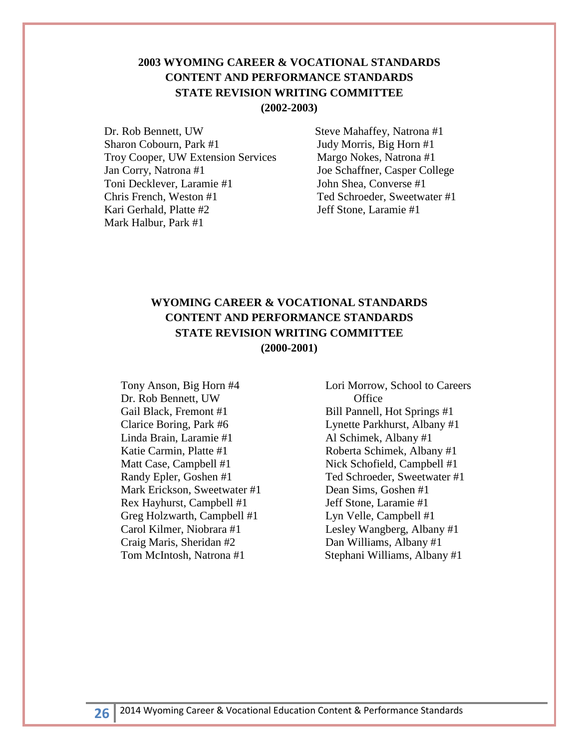## 2003 WYOMING CAREER & VOCATIONAL STANDARDS CONTENT AND PERFORMANCE STANDARDS STATE REVISION WRITING COMMITTEE (2002-2003)

Dr. Rob Bennett, UW
Sharon Cobourn, Park #1
Troy Cooper, UW Extension Services
Jan Corry, Natrona #1
Toni Decklever, Laramie #1
Chris French, Weston #1
Kari Gerhald, Platte #2
Mark Halbur, Park #1
Steve Mahaffey, Natrona #1
Judy Morris, Big Horn #1
Margo Nokes, Natrona #1
Joe Schaffner, Casper College
John Shea, Converse #1
Ted Schroeder, Sweetwater #1
Jeff Stone, Laramie #1

## WYOMING CAREER & VOCATIONAL STANDARDS CONTENT AND PERFORMANCE STANDARDS STATE REVISION WRITING COMMITTEE (2000-2001)

Tony Anson, Big Horn #4
Dr. Rob Bennett, UW
Gail Black, Fremont #1
Clarice Boring, Park #6
Linda Brain, Laramie #1
Katie Carmin, Platte #1
Matt Case, Campbell #1
Randy Epler, Goshen #1
Mark Erickson, Sweetwater #1
Rex Hayhurst, Campbell #1
Greg Holzwarth, Campbell #1
Carol Kilmer, Niobrara #1
Craig Maris, Sheridan #2
Tom McIntosh, Natrona #1
Lori Morrow, School to Careers Office
Bill Pannell, Hot Springs #1
Lynette Parkhurst, Albany #1
Al Schimek, Albany #1
Roberta Schimek, Albany #1
Nick Schofield, Campbell #1
Ted Schroeder, Sweetwater #1
Dean Sims, Goshen #1
Jeff Stone, Laramie #1
Lyn Velle, Campbell #1
Lesley Wangberg, Albany #1
Dan Williams, Albany #1
Stephani Williams, Albany #1